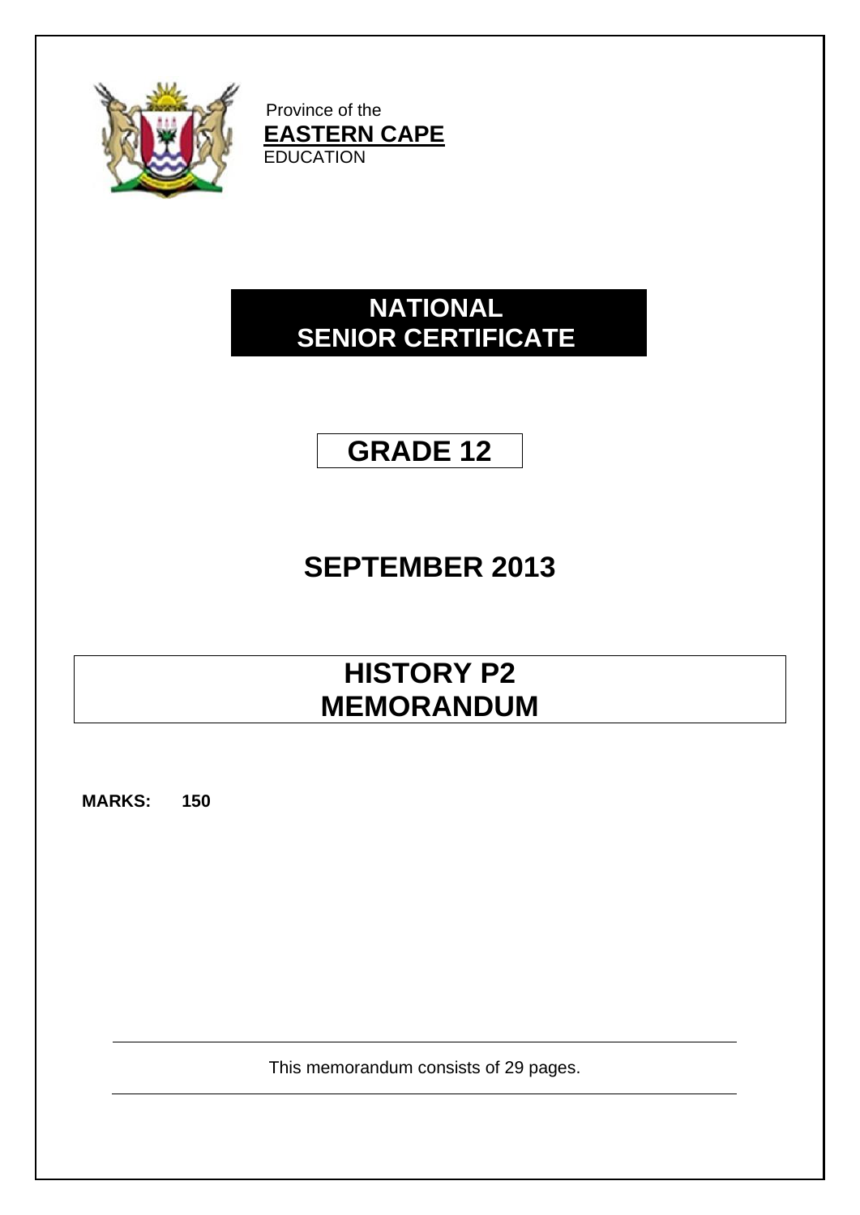Province of the
**EASTERN CAPE**
EDUCATION

# NATIONAL SENIOR CERTIFICATE

# GRADE 12

## SEPTEMBER 2013

# HISTORY P2 MEMORANDUM

**MARKS: 150**

This memorandum consists of 29 pages.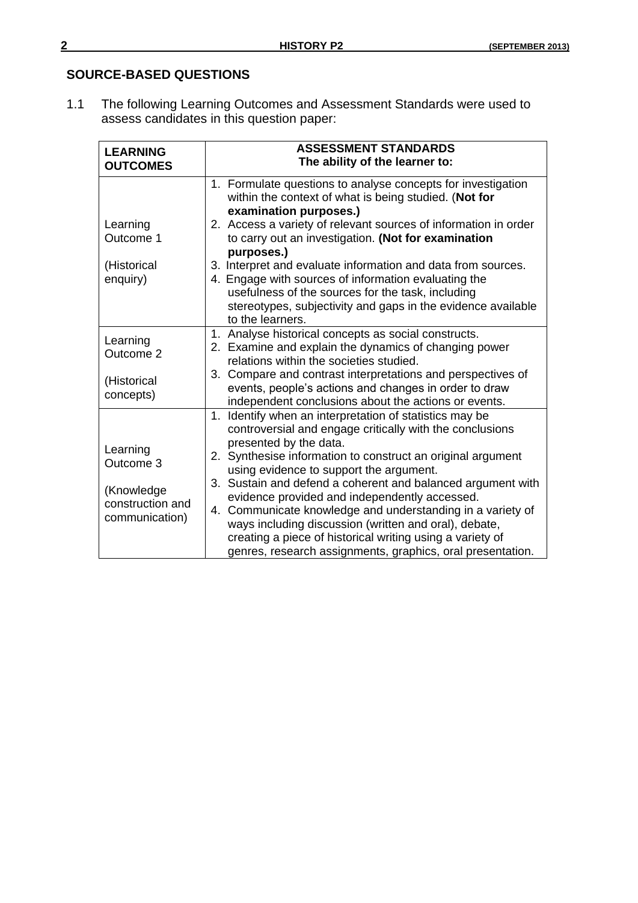## SOURCE-BASED QUESTIONS

1.1 The following Learning Outcomes and Assessment Standards were used to assess candidates in this question paper:

| **LEARNING OUTCOMES** | **ASSESSMENT STANDARDS**<br>**The ability of the learner to:** |
|---|---|
| Learning Outcome 1<br><br>(Historical enquiry) | 1. Formulate questions to analyse concepts for investigation within the context of what is being studied. (**Not for examination purposes.)**<br>2. Access a variety of relevant sources of information in order to carry out an investigation. **(Not for examination purposes.)**<br>3. Interpret and evaluate information and data from sources.<br>4. Engage with sources of information evaluating the usefulness of the sources for the task, including stereotypes, subjectivity and gaps in the evidence available to the learners. |
| Learning Outcome 2<br><br>(Historical concepts) | 1. Analyse historical concepts as social constructs.<br>2. Examine and explain the dynamics of changing power relations within the societies studied.<br>3. Compare and contrast interpretations and perspectives of events, people's actions and changes in order to draw independent conclusions about the actions or events. |
| Learning Outcome 3<br><br>(Knowledge construction and communication) | 1. Identify when an interpretation of statistics may be controversial and engage critically with the conclusions presented by the data.<br>2. Synthesise information to construct an original argument using evidence to support the argument.<br>3. Sustain and defend a coherent and balanced argument with evidence provided and independently accessed.<br>4. Communicate knowledge and understanding in a variety of ways including discussion (written and oral), debate, creating a piece of historical writing using a variety of genres, research assignments, graphics, oral presentation. |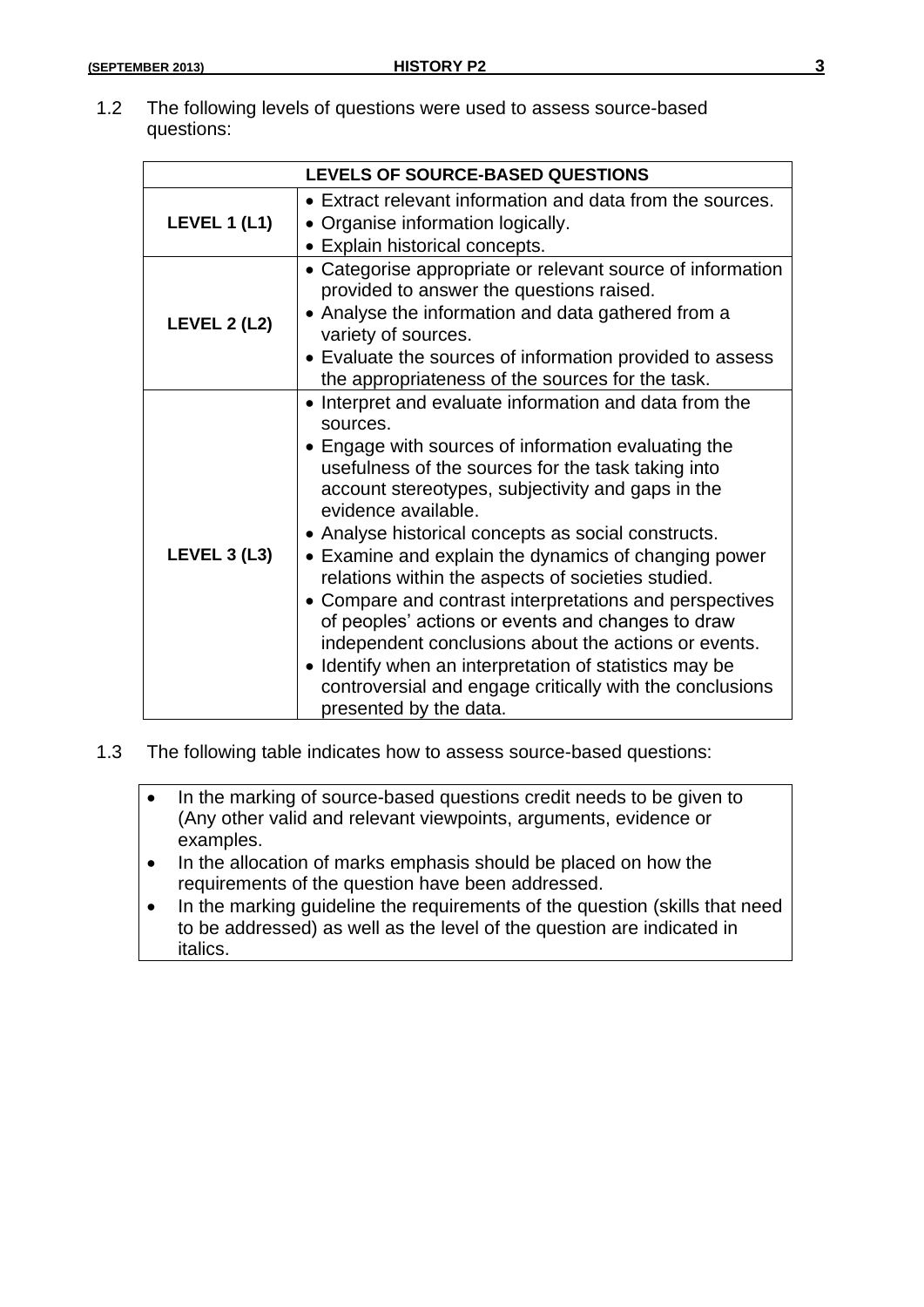1.2 The following levels of questions were used to assess source-based questions:

| LEVELS OF SOURCE-BASED QUESTIONS | |
|---|---|
| **LEVEL 1 (L1)** | • Extract relevant information and data from the sources.<br>• Organise information logically.<br>• Explain historical concepts. |
| **LEVEL 2 (L2)** | • Categorise appropriate or relevant source of information provided to answer the questions raised.<br>• Analyse the information and data gathered from a variety of sources.<br>• Evaluate the sources of information provided to assess the appropriateness of the sources for the task. |
| **LEVEL 3 (L3)** | • Interpret and evaluate information and data from the sources.<br>• Engage with sources of information evaluating the usefulness of the sources for the task taking into account stereotypes, subjectivity and gaps in the evidence available.<br>• Analyse historical concepts as social constructs.<br>• Examine and explain the dynamics of changing power relations within the aspects of societies studied.<br>• Compare and contrast interpretations and perspectives of peoples' actions or events and changes to draw independent conclusions about the actions or events.<br>• Identify when an interpretation of statistics may be controversial and engage critically with the conclusions presented by the data. |

1.3 The following table indicates how to assess source-based questions:

- In the marking of source-based questions credit needs to be given to (Any other valid and relevant viewpoints, arguments, evidence or examples.
- In the allocation of marks emphasis should be placed on how the requirements of the question have been addressed.
- In the marking guideline the requirements of the question (skills that need to be addressed) as well as the level of the question are indicated in italics.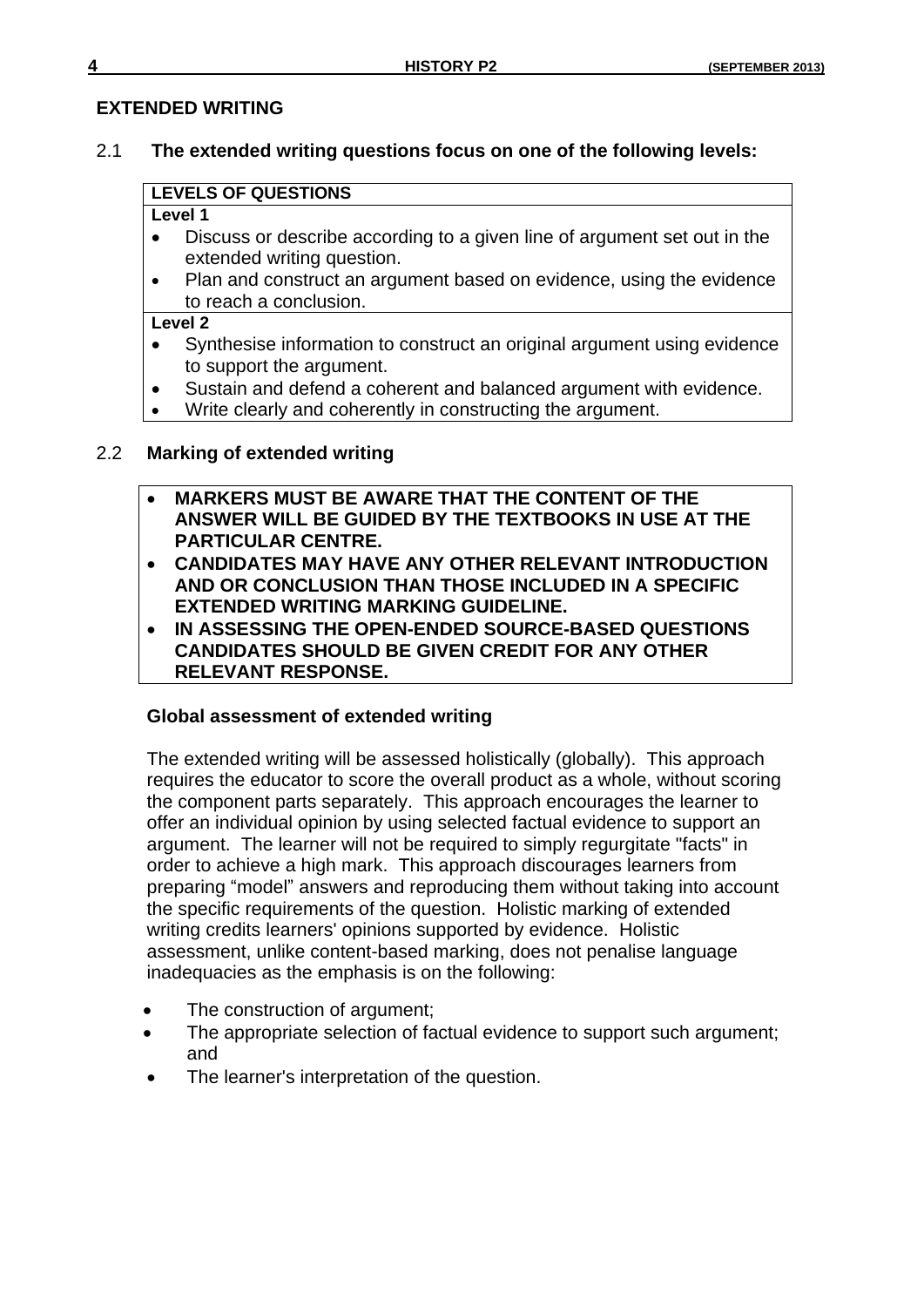## EXTENDED WRITING

### 2.1 The extended writing questions focus on one of the following levels:

| LEVELS OF QUESTIONS |
|---|
| **Level 1** <br> • Discuss or describe according to a given line of argument set out in the extended writing question. <br> • Plan and construct an argument based on evidence, using the evidence to reach a conclusion. |
| **Level 2** <br> • Synthesise information to construct an original argument using evidence to support the argument. <br> • Sustain and defend a coherent and balanced argument with evidence. <br> • Write clearly and coherently in constructing the argument. |

### 2.2 Marking of extended writing

- **MARKERS MUST BE AWARE THAT THE CONTENT OF THE ANSWER WILL BE GUIDED BY THE TEXTBOOKS IN USE AT THE PARTICULAR CENTRE.**
- **CANDIDATES MAY HAVE ANY OTHER RELEVANT INTRODUCTION AND OR CONCLUSION THAN THOSE INCLUDED IN A SPECIFIC EXTENDED WRITING MARKING GUIDELINE.**
- **IN ASSESSING THE OPEN-ENDED SOURCE-BASED QUESTIONS CANDIDATES SHOULD BE GIVEN CREDIT FOR ANY OTHER RELEVANT RESPONSE.**

**Global assessment of extended writing**

The extended writing will be assessed holistically (globally). This approach requires the educator to score the overall product as a whole, without scoring the component parts separately. This approach encourages the learner to offer an individual opinion by using selected factual evidence to support an argument. The learner will not be required to simply regurgitate "facts" in order to achieve a high mark. This approach discourages learners from preparing "model" answers and reproducing them without taking into account the specific requirements of the question. Holistic marking of extended writing credits learners' opinions supported by evidence. Holistic assessment, unlike content-based marking, does not penalise language inadequacies as the emphasis is on the following:

- The construction of argument;
- The appropriate selection of factual evidence to support such argument; and
- The learner's interpretation of the question.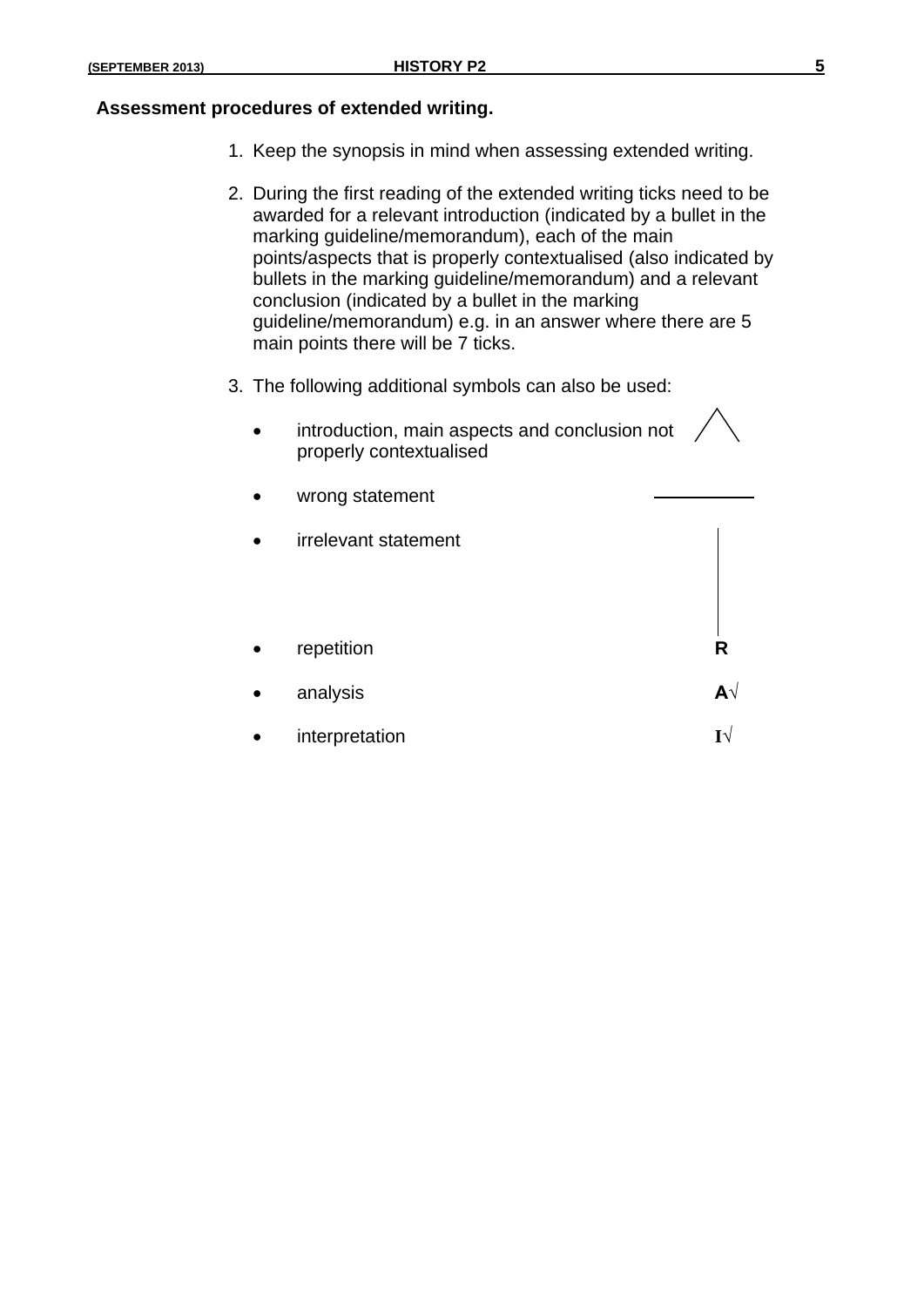**Assessment procedures of extended writing.**

1. Keep the synopsis in mind when assessing extended writing.

2. During the first reading of the extended writing ticks need to be awarded for a relevant introduction (indicated by a bullet in the marking guideline/memorandum), each of the main points/aspects that is properly contextualised (also indicated by bullets in the marking guideline/memorandum) and a relevant conclusion (indicated by a bullet in the marking guideline/memorandum) e.g. in an answer where there are 5 main points there will be 7 ticks.

3. The following additional symbols can also be used:

   - introduction, main aspects and conclusion not properly contextualised — ∧
   - wrong statement — \_\_\_\_\_\_\_\_
   - irrelevant statement — |
   - repetition — **R**
   - analysis — **A**√
   - interpretation — **I**√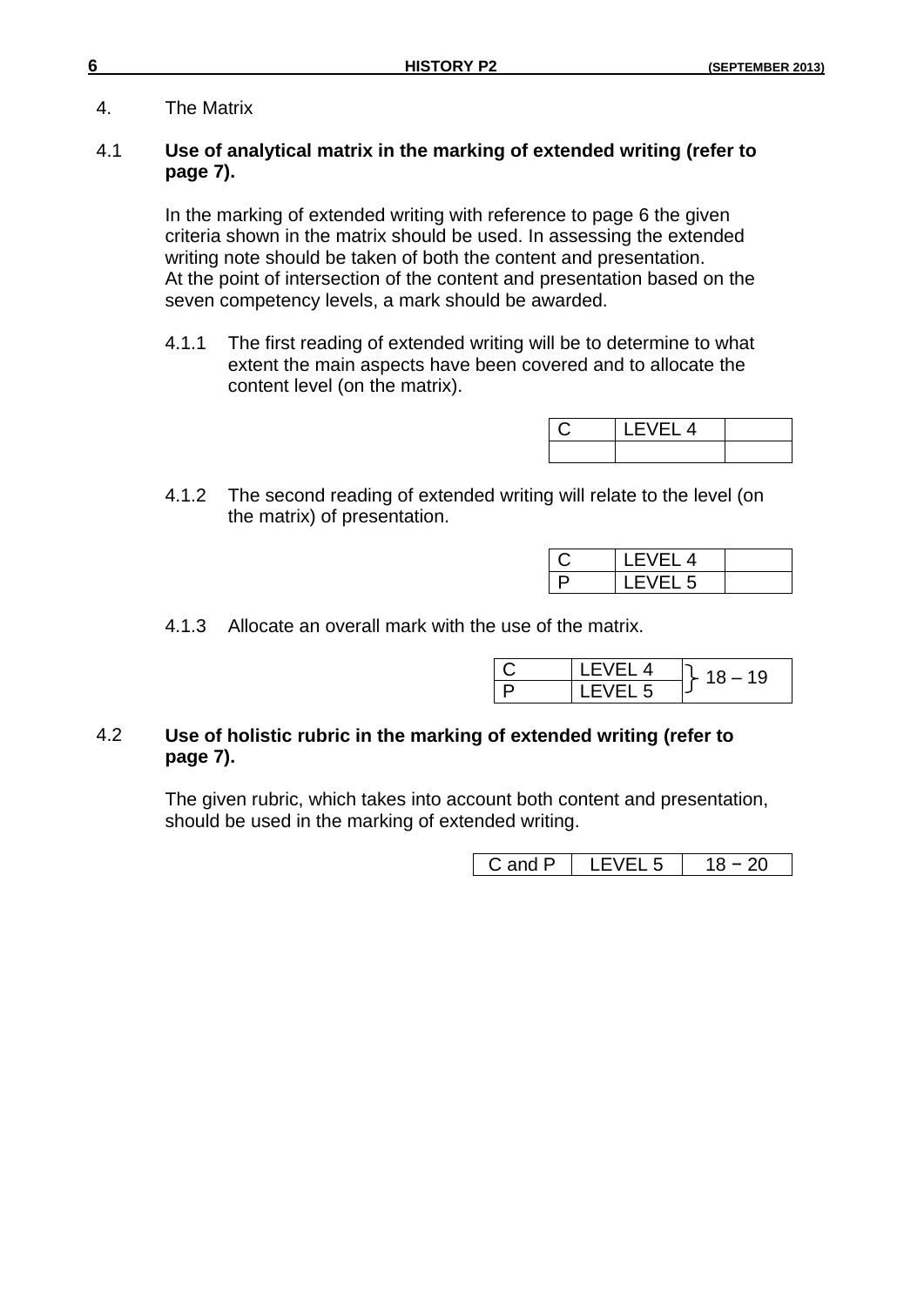4. The Matrix

4.1 **Use of analytical matrix in the marking of extended writing (refer to page 7).**

In the marking of extended writing with reference to page 6 the given criteria shown in the matrix should be used. In assessing the extended writing note should be taken of both the content and presentation.
At the point of intersection of the content and presentation based on the seven competency levels, a mark should be awarded.

4.1.1 The first reading of extended writing will be to determine to what extent the main aspects have been covered and to allocate the content level (on the matrix).

| C | LEVEL 4 | |
|---|---|---|
| | | |

4.1.2 The second reading of extended writing will relate to the level (on the matrix) of presentation.

| C | LEVEL 4 | |
|---|---|---|
| P | LEVEL 5 | |

4.1.3 Allocate an overall mark with the use of the matrix.

| C | LEVEL 4 | 18 – 19 |
|---|---|---|
| P | LEVEL 5 | |

4.2 **Use of holistic rubric in the marking of extended writing (refer to page 7).**

The given rubric, which takes into account both content and presentation, should be used in the marking of extended writing.

| C and P | LEVEL 5 | 18 − 20 |
|---|---|---|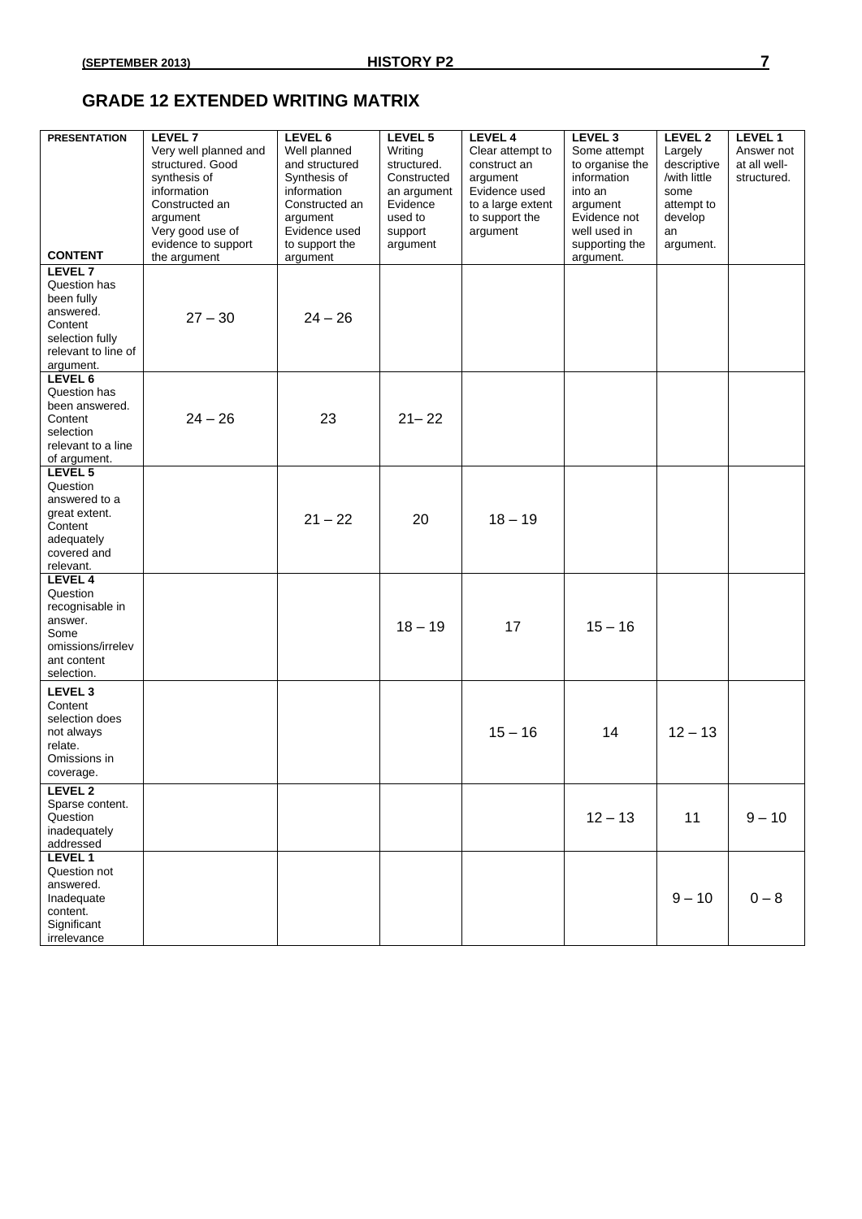## GRADE 12 EXTENDED WRITING MATRIX

| PRESENTATION / CONTENT | LEVEL 7 Very well planned and structured. Good synthesis of information Constructed an argument Very good use of evidence to support the argument | LEVEL 6 Well planned and structured Synthesis of information Constructed an argument Evidence used to support the argument | LEVEL 5 Writing structured. Constructed an argument Evidence used to support argument | LEVEL 4 Clear attempt to construct an argument Evidence used to a large extent to support the argument | LEVEL 3 Some attempt to organise the information into an argument Evidence not well used in supporting the argument. | LEVEL 2 Largely descriptive /with little some attempt to develop an argument. | LEVEL 1 Answer not at all well-structured. |
|---|---|---|---|---|---|---|---|
| **LEVEL 7** Question has been fully answered. Content selection fully relevant to line of argument. | 27 – 30 | 24 – 26 | | | | | |
| **LEVEL 6** Question has been answered. Content selection relevant to a line of argument. | 24 – 26 | 23 | 21– 22 | | | | |
| **LEVEL 5** Question answered to a great extent. Content adequately covered and relevant. | | 21 – 22 | 20 | 18 – 19 | | | |
| **LEVEL 4** Question recognisable in answer. Some omissions/irrelevant content selection. | | | 18 – 19 | 17 | 15 – 16 | | |
| **LEVEL 3** Content selection does not always relate. Omissions in coverage. | | | | 15 – 16 | 14 | 12 – 13 | |
| **LEVEL 2** Sparse content. Question inadequately addressed | | | | | 12 – 13 | 11 | 9 – 10 |
| **LEVEL 1** Question not answered. Inadequate content. Significant irrelevance | | | | | | 9 – 10 | 0 – 8 |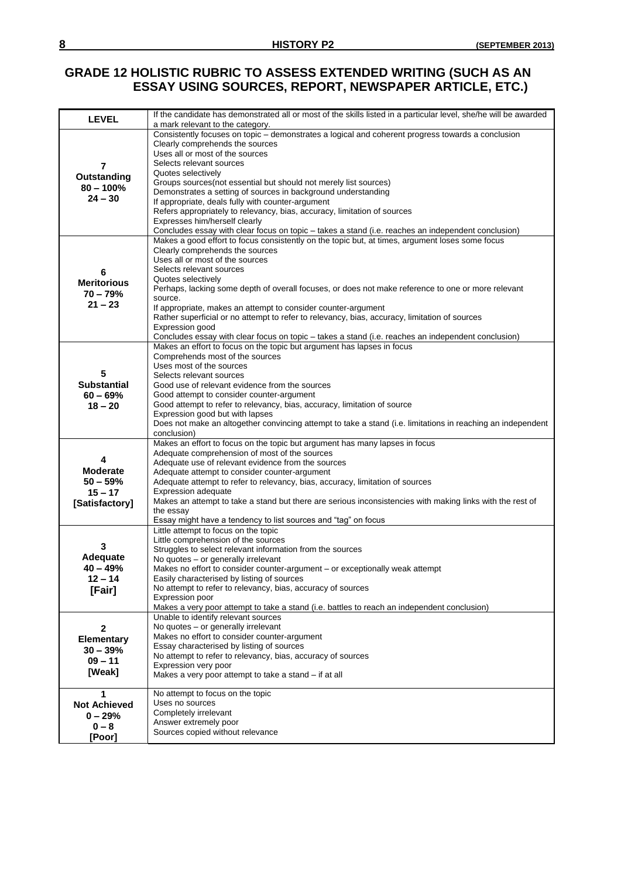# GRADE 12 HOLISTIC RUBRIC TO ASSESS EXTENDED WRITING (SUCH AS AN ESSAY USING SOURCES, REPORT, NEWSPAPER ARTICLE, ETC.)

| LEVEL | If the candidate has demonstrated all or most of the skills listed in a particular level, she/he will be awarded a mark relevant to the category. |
|---|---|
| **7**<br>**Outstanding**<br>**80 – 100%**<br>**24 – 30** | Consistently focuses on topic – demonstrates a logical and coherent progress towards a conclusion<br>Clearly comprehends the sources<br>Uses all or most of the sources<br>Selects relevant sources<br>Quotes selectively<br>Groups sources(not essential but should not merely list sources)<br>Demonstrates a setting of sources in background understanding<br>If appropriate, deals fully with counter-argument<br>Refers appropriately to relevancy, bias, accuracy, limitation of sources<br>Expresses him/herself clearly<br>Concludes essay with clear focus on topic – takes a stand (i.e. reaches an independent conclusion) |
| **6**<br>**Meritorious**<br>**70 – 79%**<br>**21 – 23** | Makes a good effort to focus consistently on the topic but, at times, argument loses some focus<br>Clearly comprehends the sources<br>Uses all or most of the sources<br>Selects relevant sources<br>Quotes selectively<br>Perhaps, lacking some depth of overall focuses, or does not make reference to one or more relevant source.<br>If appropriate, makes an attempt to consider counter-argument<br>Rather superficial or no attempt to refer to relevancy, bias, accuracy, limitation of sources<br>Expression good<br>Concludes essay with clear focus on topic – takes a stand (i.e. reaches an independent conclusion) |
| **5**<br>**Substantial**<br>**60 – 69%**<br>**18 – 20** | Makes an effort to focus on the topic but argument has lapses in focus<br>Comprehends most of the sources<br>Uses most of the sources<br>Selects relevant sources<br>Good use of relevant evidence from the sources<br>Good attempt to consider counter-argument<br>Good attempt to refer to relevancy, bias, accuracy, limitation of source<br>Expression good but with lapses<br>Does not make an altogether convincing attempt to take a stand (i.e. limitations in reaching an independent conclusion) |
| **4**<br>**Moderate**<br>**50 – 59%**<br>**15 – 17**<br>**[Satisfactory]** | Makes an effort to focus on the topic but argument has many lapses in focus<br>Adequate comprehension of most of the sources<br>Adequate use of relevant evidence from the sources<br>Adequate attempt to consider counter-argument<br>Adequate attempt to refer to relevancy, bias, accuracy, limitation of sources<br>Expression adequate<br>Makes an attempt to take a stand but there are serious inconsistencies with making links with the rest of the essay<br>Essay might have a tendency to list sources and "tag" on focus |
| **3**<br>**Adequate**<br>**40 – 49%**<br>**12 – 14**<br>**[Fair]** | Little attempt to focus on the topic<br>Little comprehension of the sources<br>Struggles to select relevant information from the sources<br>No quotes – or generally irrelevant<br>Makes no effort to consider counter-argument – or exceptionally weak attempt<br>Easily characterised by listing of sources<br>No attempt to refer to relevancy, bias, accuracy of sources<br>Expression poor<br>Makes a very poor attempt to take a stand (i.e. battles to reach an independent conclusion) |
| **2**<br>**Elementary**<br>**30 – 39%**<br>**09 – 11**<br>**[Weak]** | Unable to identify relevant sources<br>No quotes – or generally irrelevant<br>Makes no effort to consider counter-argument<br>Essay characterised by listing of sources<br>No attempt to refer to relevancy, bias, accuracy of sources<br>Expression very poor<br>Makes a very poor attempt to take a stand – if at all |
| **1**<br>**Not Achieved**<br>**0 – 29%**<br>**0 – 8**<br>**[Poor]** | No attempt to focus on the topic<br>Uses no sources<br>Completely irrelevant<br>Answer extremely poor<br>Sources copied without relevance |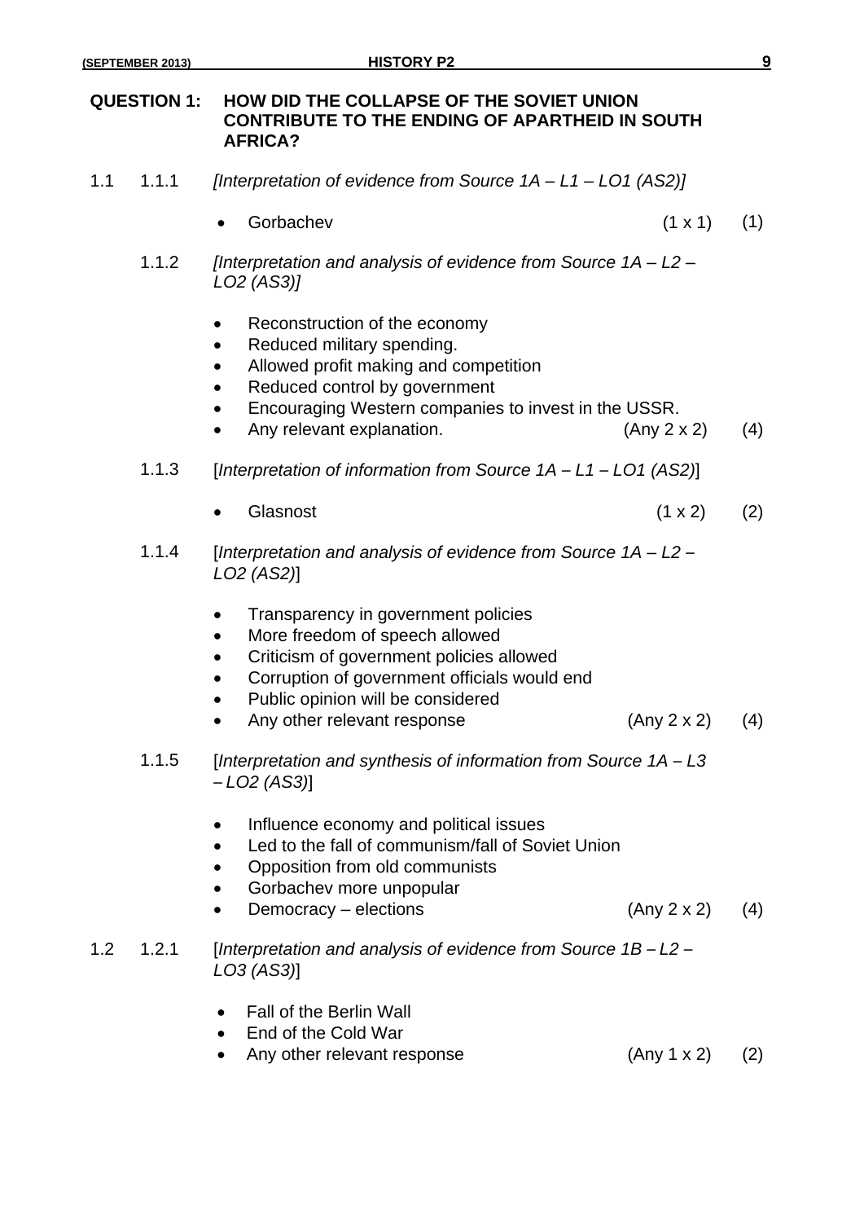## QUESTION 1: HOW DID THE COLLAPSE OF THE SOVIET UNION CONTRIBUTE TO THE ENDING OF APARTHEID IN SOUTH AFRICA?

**1.1**

**1.1.1** *[Interpretation of evidence from Source 1A – L1 – LO1 (AS2)]*

- Gorbachev (1 x 1) (1)

**1.1.2** *[Interpretation and analysis of evidence from Source 1A – L2 – LO2 (AS3)]*

- Reconstruction of the economy
- Reduced military spending.
- Allowed profit making and competition
- Reduced control by government
- Encouraging Western companies to invest in the USSR.
- Any relevant explanation. (Any 2 x 2) (4)

**1.1.3** [*Interpretation of information from Source 1A – L1 – LO1 (AS2)*]

- Glasnost (1 x 2) (2)

**1.1.4** [*Interpretation and analysis of evidence from Source 1A – L2 – LO2 (AS2)*]

- Transparency in government policies
- More freedom of speech allowed
- Criticism of government policies allowed
- Corruption of government officials would end
- Public opinion will be considered
- Any other relevant response (Any 2 x 2) (4)

**1.1.5** [*Interpretation and synthesis of information from Source 1A – L3 – LO2 (AS3)*]

- Influence economy and political issues
- Led to the fall of communism/fall of Soviet Union
- Opposition from old communists
- Gorbachev more unpopular
- Democracy – elections (Any 2 x 2) (4)

**1.2**

**1.2.1** [*Interpretation and analysis of evidence from Source 1B – L2 – LO3 (AS3)*]

- Fall of the Berlin Wall
- End of the Cold War
- Any other relevant response (Any 1 x 2) (2)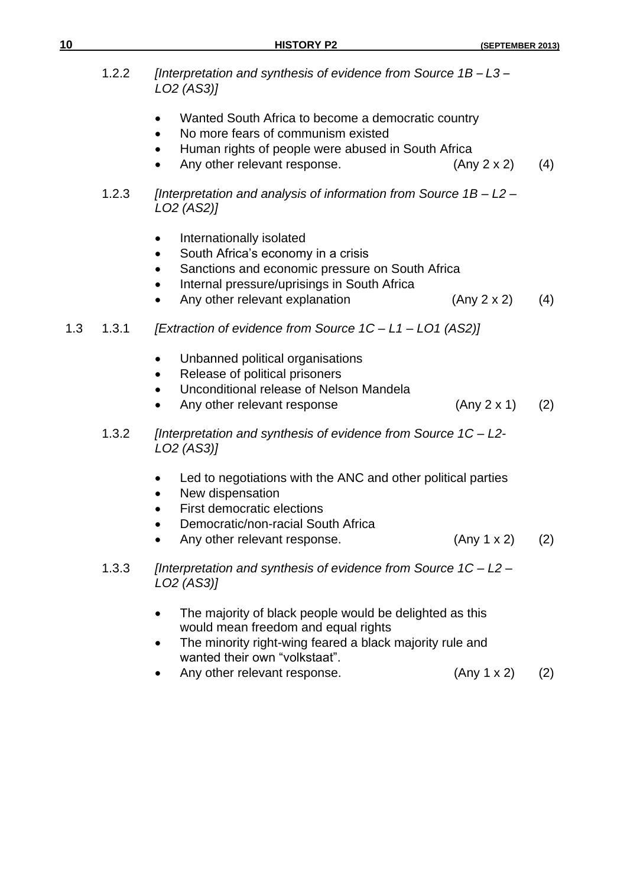1.2.2 *[Interpretation and synthesis of evidence from Source 1B – L3 – LO2 (AS3)]*

- Wanted South Africa to become a democratic country
- No more fears of communism existed
- Human rights of people were abused in South Africa
- Any other relevant response. (Any 2 x 2) (4)

1.2.3 *[Interpretation and analysis of information from Source 1B – L2 – LO2 (AS2)]*

- Internationally isolated
- South Africa's economy in a crisis
- Sanctions and economic pressure on South Africa
- Internal pressure/uprisings in South Africa
- Any other relevant explanation (Any 2 x 2) (4)

1.3 1.3.1 *[Extraction of evidence from Source 1C – L1 – LO1 (AS2)]*

- Unbanned political organisations
- Release of political prisoners
- Unconditional release of Nelson Mandela
- Any other relevant response (Any 2 x 1) (2)

1.3.2 *[Interpretation and synthesis of evidence from Source 1C – L2- LO2 (AS3)]*

- Led to negotiations with the ANC and other political parties
- New dispensation
- First democratic elections
- Democratic/non-racial South Africa
- Any other relevant response. (Any 1 x 2) (2)

1.3.3 *[Interpretation and synthesis of evidence from Source 1C – L2 – LO2 (AS3)]*

- The majority of black people would be delighted as this would mean freedom and equal rights
- The minority right-wing feared a black majority rule and wanted their own "volkstaat".
- Any other relevant response. (Any 1 x 2) (2)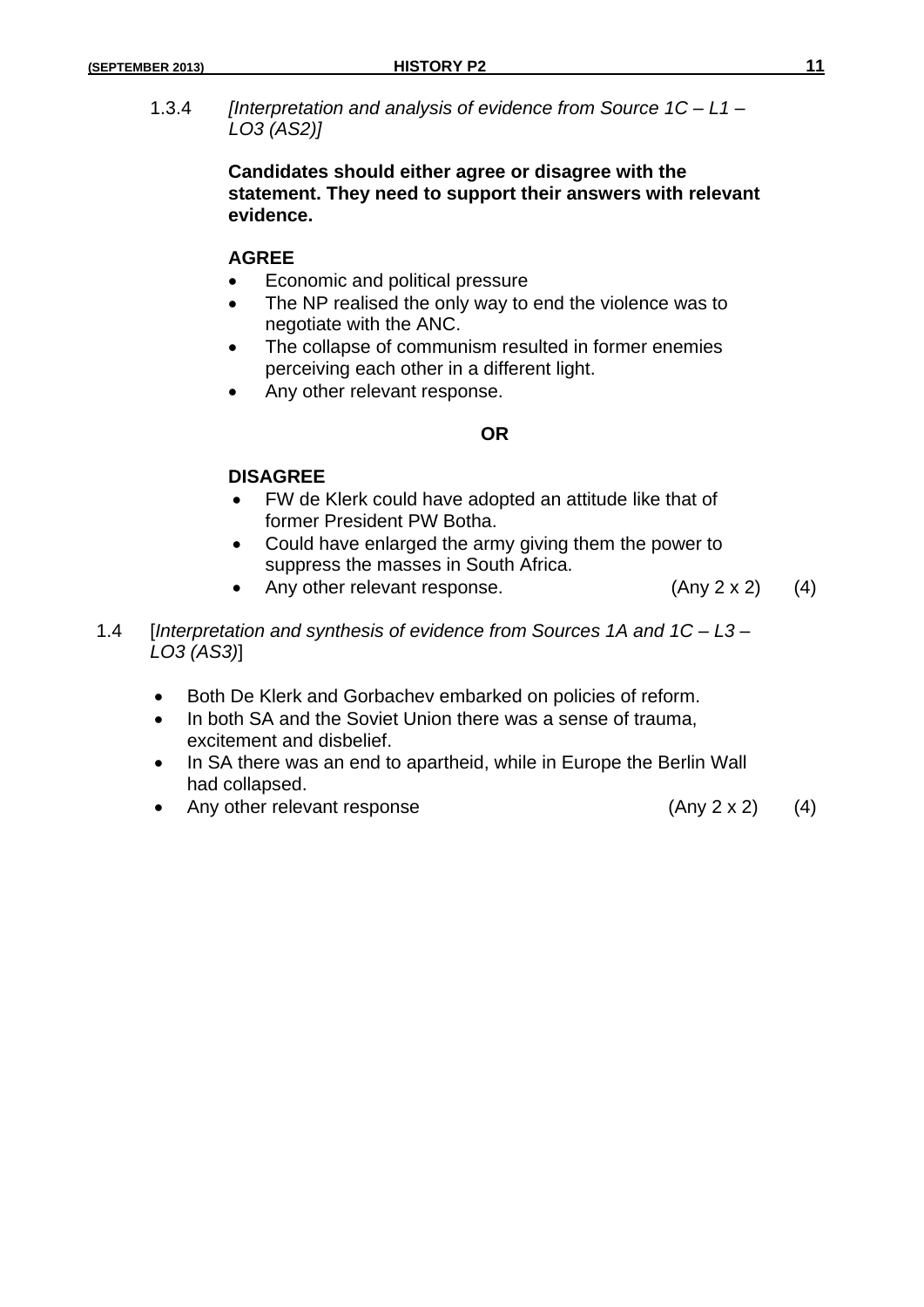1.3.4 *[Interpretation and analysis of evidence from Source 1C – L1 – LO3 (AS2)]*

**Candidates should either agree or disagree with the statement. They need to support their answers with relevant evidence.**

**AGREE**

- Economic and political pressure
- The NP realised the only way to end the violence was to negotiate with the ANC.
- The collapse of communism resulted in former enemies perceiving each other in a different light.
- Any other relevant response.

**OR**

**DISAGREE**

- FW de Klerk could have adopted an attitude like that of former President PW Botha.
- Could have enlarged the army giving them the power to suppress the masses in South Africa.
- Any other relevant response. (Any 2 x 2) (4)

1.4 [*Interpretation and synthesis of evidence from Sources 1A and 1C – L3 – LO3 (AS3)*]

- Both De Klerk and Gorbachev embarked on policies of reform.
- In both SA and the Soviet Union there was a sense of trauma, excitement and disbelief.
- In SA there was an end to apartheid, while in Europe the Berlin Wall had collapsed.
- Any other relevant response (Any 2 x 2) (4)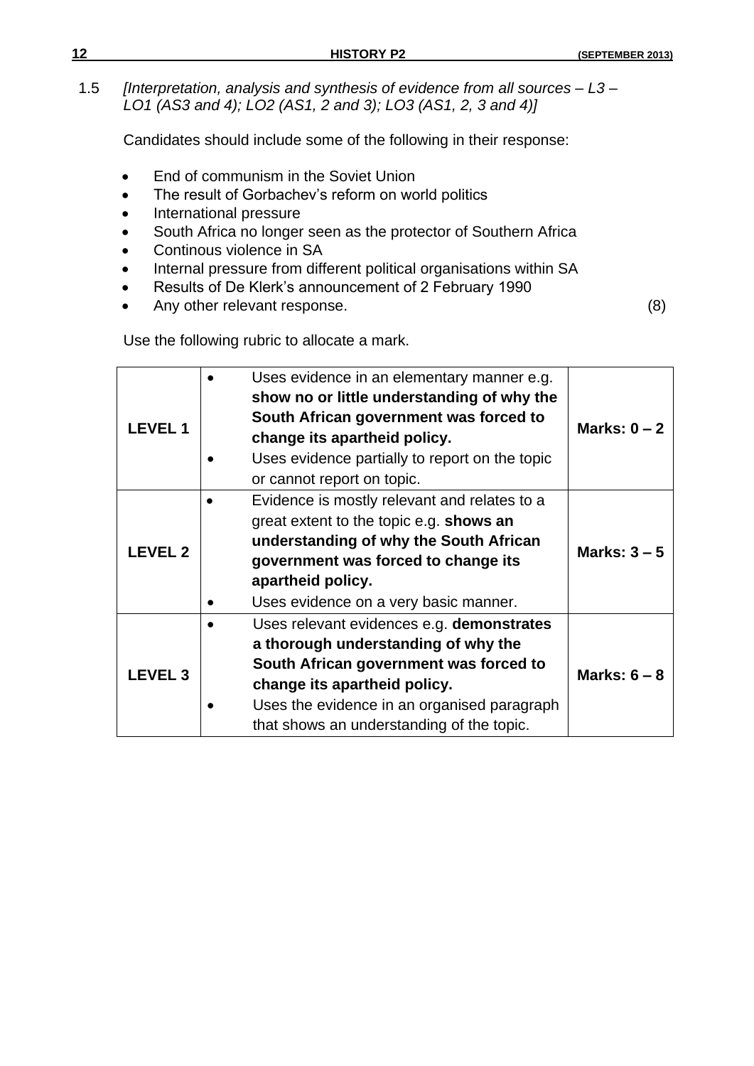1.5 *[Interpretation, analysis and synthesis of evidence from all sources – L3 – LO1 (AS3 and 4); LO2 (AS1, 2 and 3); LO3 (AS1, 2, 3 and 4)]*

Candidates should include some of the following in their response:

- End of communism in the Soviet Union
- The result of Gorbachev's reform on world politics
- International pressure
- South Africa no longer seen as the protector of Southern Africa
- Continous violence in SA
- Internal pressure from different political organisations within SA
- Results of De Klerk's announcement of 2 February 1990
- Any other relevant response. (8)

Use the following rubric to allocate a mark.

| | | |
|---|---|---|
| **LEVEL 1** | • Uses evidence in an elementary manner e.g. **show no or little understanding of why the South African government was forced to change its apartheid policy.**<br>• Uses evidence partially to report on the topic or cannot report on topic. | **Marks: 0 – 2** |
| **LEVEL 2** | • Evidence is mostly relevant and relates to a great extent to the topic e.g. **shows an understanding of why the South African government was forced to change its apartheid policy.**<br>• Uses evidence on a very basic manner. | **Marks: 3 – 5** |
| **LEVEL 3** | • Uses relevant evidences e.g. **demonstrates a thorough understanding of why the South African government was forced to change its apartheid policy.**<br>• Uses the evidence in an organised paragraph that shows an understanding of the topic. | **Marks: 6 – 8** |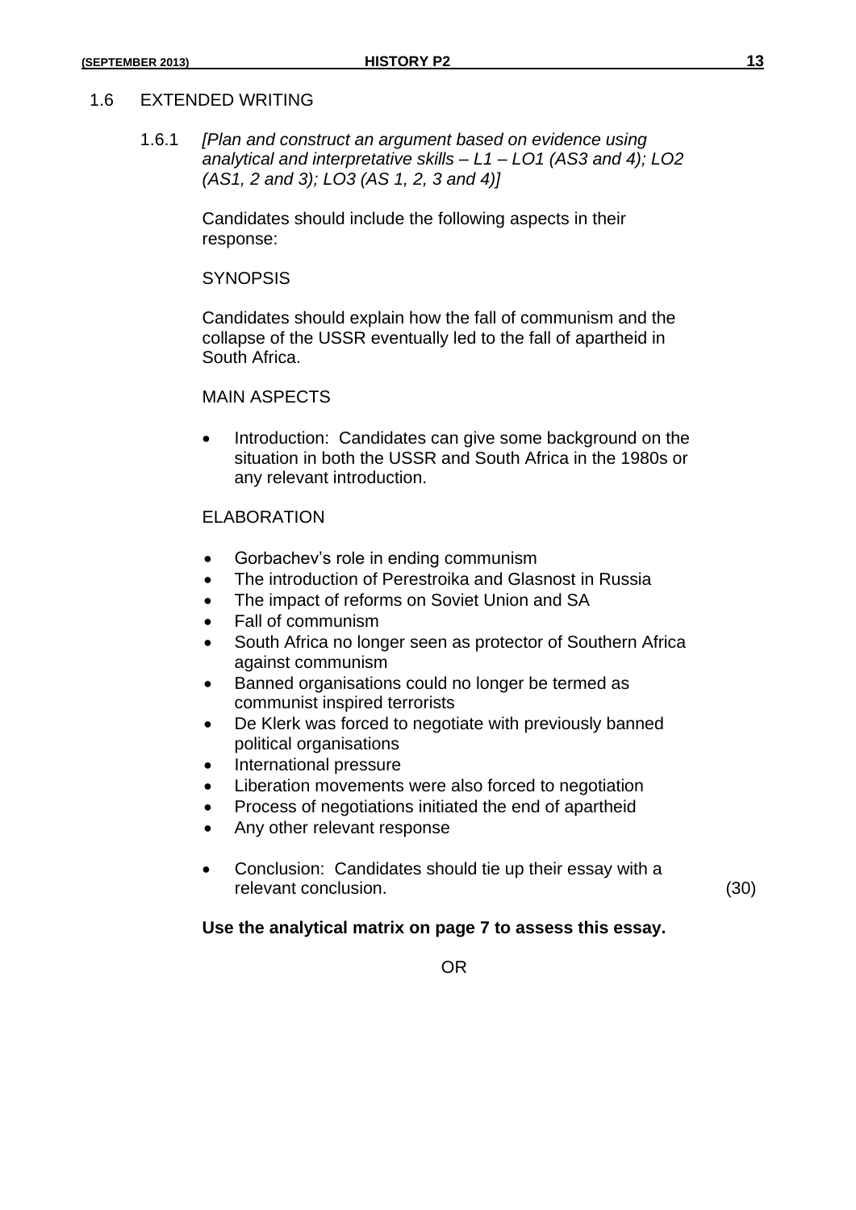## 1.6 EXTENDED WRITING

1.6.1 *[Plan and construct an argument based on evidence using analytical and interpretative skills – L1 – LO1 (AS3 and 4); LO2 (AS1, 2 and 3); LO3 (AS 1, 2, 3 and 4)]*

Candidates should include the following aspects in their response:

SYNOPSIS

Candidates should explain how the fall of communism and the collapse of the USSR eventually led to the fall of apartheid in South Africa.

MAIN ASPECTS

- Introduction: Candidates can give some background on the situation in both the USSR and South Africa in the 1980s or any relevant introduction.

ELABORATION

- Gorbachev's role in ending communism
- The introduction of Perestroika and Glasnost in Russia
- The impact of reforms on Soviet Union and SA
- Fall of communism
- South Africa no longer seen as protector of Southern Africa against communism
- Banned organisations could no longer be termed as communist inspired terrorists
- De Klerk was forced to negotiate with previously banned political organisations
- International pressure
- Liberation movements were also forced to negotiation
- Process of negotiations initiated the end of apartheid
- Any other relevant response

- Conclusion: Candidates should tie up their essay with a relevant conclusion. (30)

**Use the analytical matrix on page 7 to assess this essay.**

OR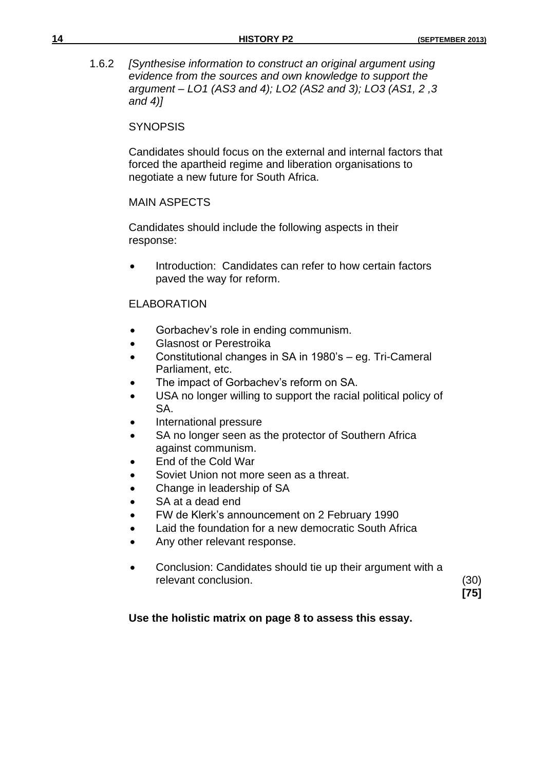1.6.2 *[Synthesise information to construct an original argument using evidence from the sources and own knowledge to support the argument – LO1 (AS3 and 4); LO2 (AS2 and 3); LO3 (AS1, 2 ,3 and 4)]*

SYNOPSIS

Candidates should focus on the external and internal factors that forced the apartheid regime and liberation organisations to negotiate a new future for South Africa.

MAIN ASPECTS

Candidates should include the following aspects in their response:

- Introduction: Candidates can refer to how certain factors paved the way for reform.

ELABORATION

- Gorbachev's role in ending communism.
- Glasnost or Perestroika
- Constitutional changes in SA in 1980's – eg. Tri-Cameral Parliament, etc.
- The impact of Gorbachev's reform on SA.
- USA no longer willing to support the racial political policy of SA.
- International pressure
- SA no longer seen as the protector of Southern Africa against communism.
- End of the Cold War
- Soviet Union not more seen as a threat.
- Change in leadership of SA
- SA at a dead end
- FW de Klerk's announcement on 2 February 1990
- Laid the foundation for a new democratic South Africa
- Any other relevant response.

- Conclusion: Candidates should tie up their argument with a relevant conclusion. (30)

**[75]**

**Use the holistic matrix on page 8 to assess this essay.**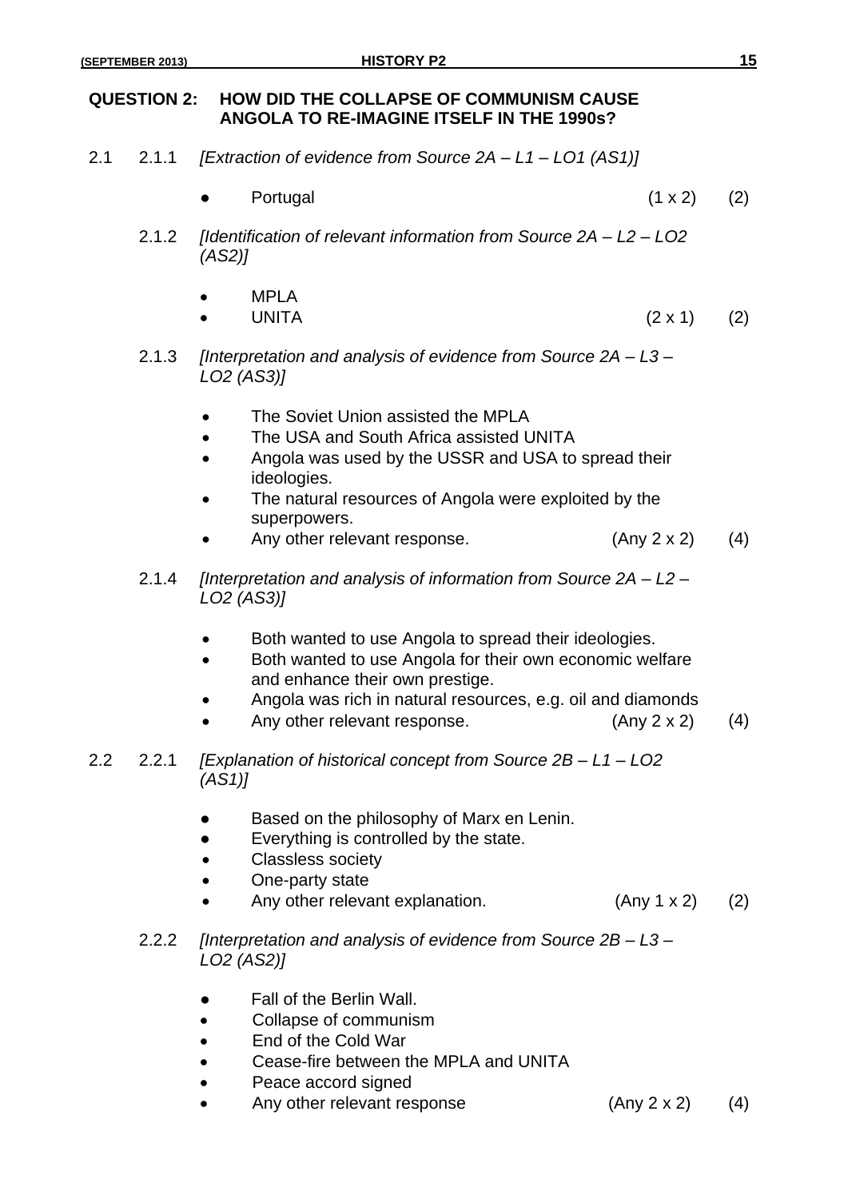## QUESTION 2: HOW DID THE COLLAPSE OF COMMUNISM CAUSE ANGOLA TO RE-IMAGINE ITSELF IN THE 1990s?

2.1 2.1.1 *[Extraction of evidence from Source 2A – L1 – LO1 (AS1)]*

- Portugal (1 x 2) (2)

2.1.2 *[Identification of relevant information from Source 2A – L2 – LO2 (AS2)]*

- MPLA
- UNITA (2 x 1) (2)

2.1.3 *[Interpretation and analysis of evidence from Source 2A – L3 – LO2 (AS3)]*

- The Soviet Union assisted the MPLA
- The USA and South Africa assisted UNITA
- Angola was used by the USSR and USA to spread their ideologies.
- The natural resources of Angola were exploited by the superpowers.
- Any other relevant response. (Any 2 x 2) (4)

2.1.4 *[Interpretation and analysis of information from Source 2A – L2 – LO2 (AS3)]*

- Both wanted to use Angola to spread their ideologies.
- Both wanted to use Angola for their own economic welfare and enhance their own prestige.
- Angola was rich in natural resources, e.g. oil and diamonds
- Any other relevant response. (Any 2 x 2) (4)

2.2 2.2.1 *[Explanation of historical concept from Source 2B – L1 – LO2 (AS1)]*

- Based on the philosophy of Marx en Lenin.
- Everything is controlled by the state.
- Classless society
- One-party state
- Any other relevant explanation. (Any 1 x 2) (2)

2.2.2 *[Interpretation and analysis of evidence from Source 2B – L3 – LO2 (AS2)]*

- Fall of the Berlin Wall.
- Collapse of communism
- End of the Cold War
- Cease-fire between the MPLA and UNITA
- Peace accord signed
- Any other relevant response (Any 2 x 2) (4)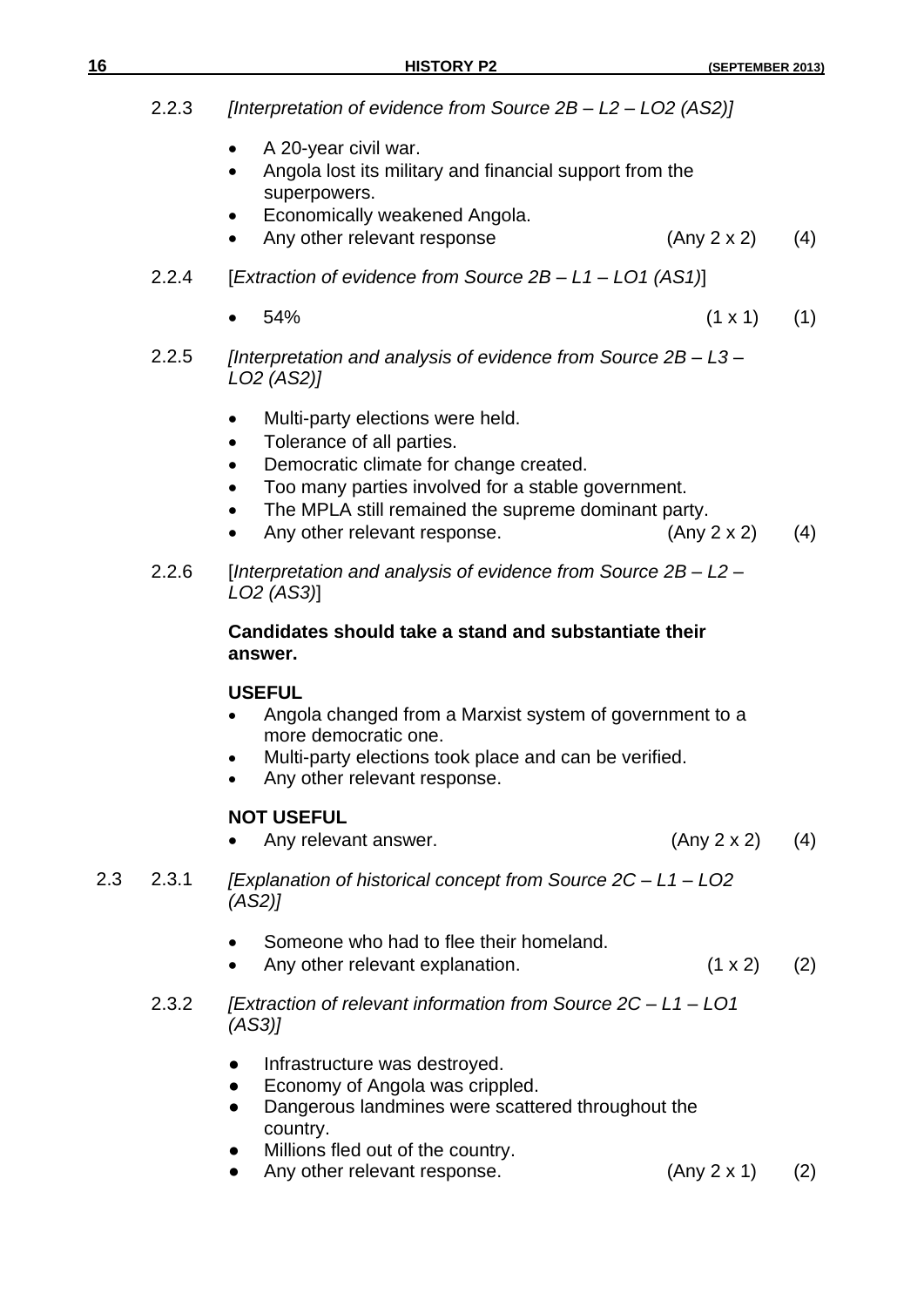2.2.3 *[Interpretation of evidence from Source 2B – L2 – LO2 (AS2)]*

- A 20-year civil war.
- Angola lost its military and financial support from the superpowers.
- Economically weakened Angola.
- Any other relevant response (Any 2 x 2) (4)

2.2.4 [*Extraction of evidence from Source 2B – L1 – LO1 (AS1)*]

- 54% (1 x 1) (1)

2.2.5 *[Interpretation and analysis of evidence from Source 2B – L3 – LO2 (AS2)]*

- Multi-party elections were held.
- Tolerance of all parties.
- Democratic climate for change created.
- Too many parties involved for a stable government.
- The MPLA still remained the supreme dominant party.
- Any other relevant response. (Any 2 x 2) (4)

2.2.6 [*Interpretation and analysis of evidence from Source 2B – L2 – LO2 (AS3)*]

**Candidates should take a stand and substantiate their answer.**

**USEFUL**

- Angola changed from a Marxist system of government to a more democratic one.
- Multi-party elections took place and can be verified.
- Any other relevant response.

**NOT USEFUL**

- Any relevant answer. (Any 2 x 2) (4)

2.3 2.3.1 *[Explanation of historical concept from Source 2C – L1 – LO2 (AS2)]*

- Someone who had to flee their homeland.
- Any other relevant explanation. (1 x 2) (2)

2.3.2 *[Extraction of relevant information from Source 2C – L1 – LO1 (AS3)]*

- Infrastructure was destroyed.
- Economy of Angola was crippled.
- Dangerous landmines were scattered throughout the country.
- Millions fled out of the country.
- Any other relevant response. (Any 2 x 1) (2)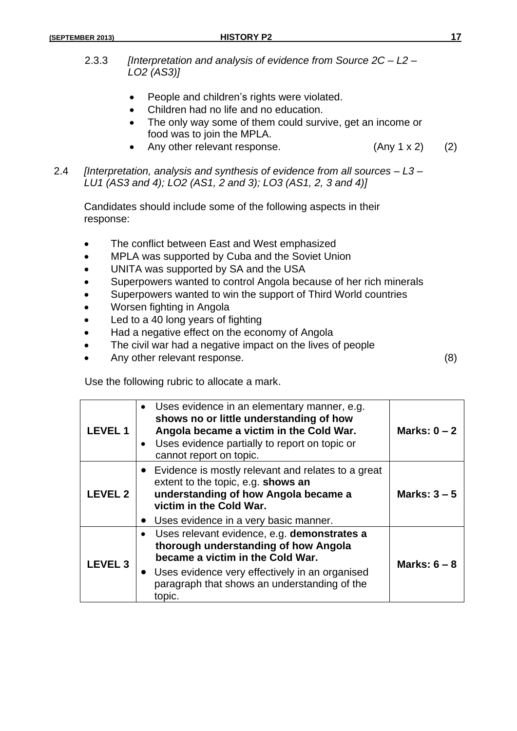2.3.3 *[Interpretation and analysis of evidence from Source 2C – L2 – LO2 (AS3)]*

- People and children's rights were violated.
- Children had no life and no education.
- The only way some of them could survive, get an income or food was to join the MPLA.
- Any other relevant response. (Any 1 x 2) (2)

2.4 *[Interpretation, analysis and synthesis of evidence from all sources – L3 – LU1 (AS3 and 4); LO2 (AS1, 2 and 3); LO3 (AS1, 2, 3 and 4)]*

Candidates should include some of the following aspects in their response:

- The conflict between East and West emphasized
- MPLA was supported by Cuba and the Soviet Union
- UNITA was supported by SA and the USA
- Superpowers wanted to control Angola because of her rich minerals
- Superpowers wanted to win the support of Third World countries
- Worsen fighting in Angola
- Led to a 40 long years of fighting
- Had a negative effect on the economy of Angola
- The civil war had a negative impact on the lives of people
- Any other relevant response. (8)

Use the following rubric to allocate a mark.

| | | |
|---|---|---|
| **LEVEL 1** | • Uses evidence in an elementary manner, e.g. **shows no or little understanding of how Angola became a victim in the Cold War.**<br>• Uses evidence partially to report on topic or cannot report on topic. | **Marks: 0 – 2** |
| **LEVEL 2** | • Evidence is mostly relevant and relates to a great extent to the topic, e.g. **shows an understanding of how Angola became a victim in the Cold War.**<br>• Uses evidence in a very basic manner. | **Marks: 3 – 5** |
| **LEVEL 3** | • Uses relevant evidence, e.g. **demonstrates a thorough understanding of how Angola became a victim in the Cold War.**<br>• Uses evidence very effectively in an organised paragraph that shows an understanding of the topic. | **Marks: 6 – 8** |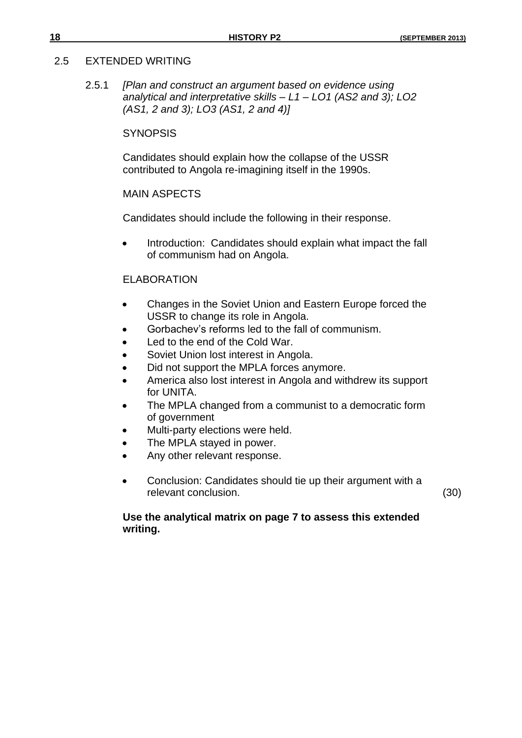## 2.5 EXTENDED WRITING

2.5.1 *[Plan and construct an argument based on evidence using analytical and interpretative skills – L1 – LO1 (AS2 and 3); LO2 (AS1, 2 and 3); LO3 (AS1, 2 and 4)]*

SYNOPSIS

Candidates should explain how the collapse of the USSR contributed to Angola re-imagining itself in the 1990s.

MAIN ASPECTS

Candidates should include the following in their response.

- Introduction: Candidates should explain what impact the fall of communism had on Angola.

ELABORATION

- Changes in the Soviet Union and Eastern Europe forced the USSR to change its role in Angola.
- Gorbachev's reforms led to the fall of communism.
- Led to the end of the Cold War.
- Soviet Union lost interest in Angola.
- Did not support the MPLA forces anymore.
- America also lost interest in Angola and withdrew its support for UNITA.
- The MPLA changed from a communist to a democratic form of government
- Multi-party elections were held.
- The MPLA stayed in power.
- Any other relevant response.

- Conclusion: Candidates should tie up their argument with a relevant conclusion. (30)

**Use the analytical matrix on page 7 to assess this extended writing.**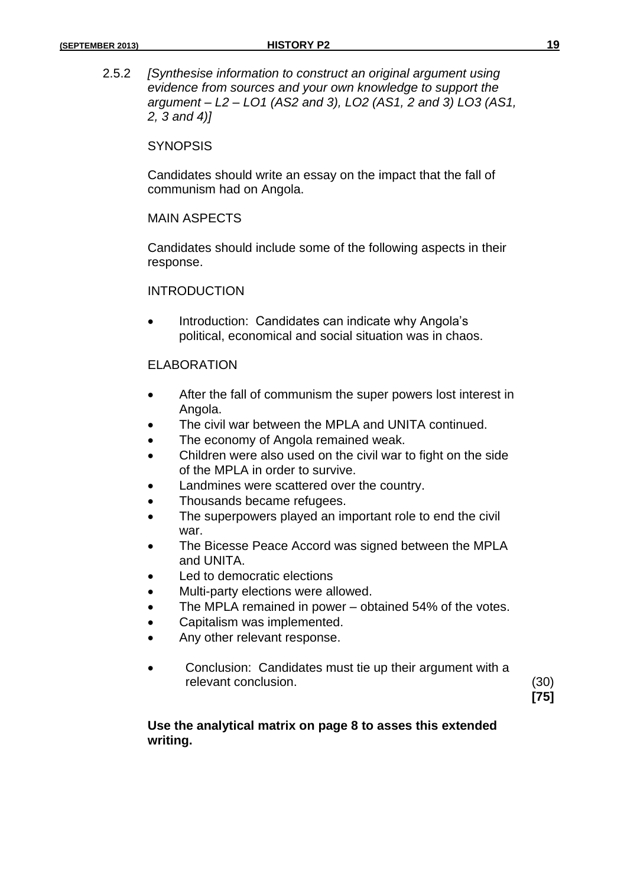2.5.2 *[Synthesise information to construct an original argument using evidence from sources and your own knowledge to support the argument – L2 – LO1 (AS2 and 3), LO2 (AS1, 2 and 3) LO3 (AS1, 2, 3 and 4)]*

SYNOPSIS

Candidates should write an essay on the impact that the fall of communism had on Angola.

MAIN ASPECTS

Candidates should include some of the following aspects in their response.

INTRODUCTION

- Introduction: Candidates can indicate why Angola's political, economical and social situation was in chaos.

ELABORATION

- After the fall of communism the super powers lost interest in Angola.
- The civil war between the MPLA and UNITA continued.
- The economy of Angola remained weak.
- Children were also used on the civil war to fight on the side of the MPLA in order to survive.
- Landmines were scattered over the country.
- Thousands became refugees.
- The superpowers played an important role to end the civil war.
- The Bicesse Peace Accord was signed between the MPLA and UNITA.
- Led to democratic elections
- Multi-party elections were allowed.
- The MPLA remained in power – obtained 54% of the votes.
- Capitalism was implemented.
- Any other relevant response.

- Conclusion: Candidates must tie up their argument with a relevant conclusion. (30)

**[75]**

**Use the analytical matrix on page 8 to asses this extended writing.**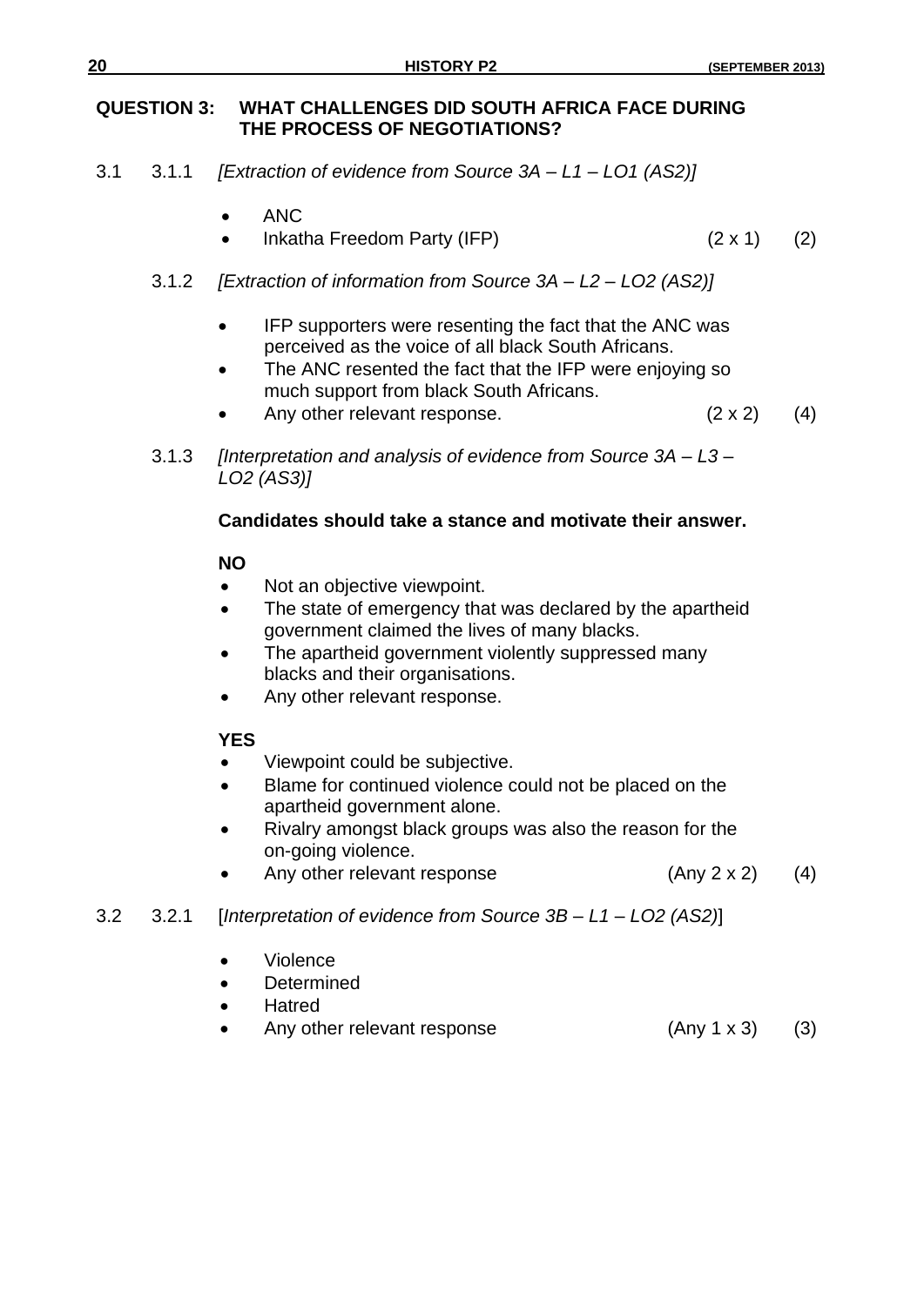## QUESTION 3: WHAT CHALLENGES DID SOUTH AFRICA FACE DURING THE PROCESS OF NEGOTIATIONS?

3.1 3.1.1 *[Extraction of evidence from Source 3A – L1 – LO1 (AS2)]*

- ANC
- Inkatha Freedom Party (IFP) (2 x 1) (2)

3.1.2 *[Extraction of information from Source 3A – L2 – LO2 (AS2)]*

- IFP supporters were resenting the fact that the ANC was perceived as the voice of all black South Africans.
- The ANC resented the fact that the IFP were enjoying so much support from black South Africans.
- Any other relevant response. (2 x 2) (4)

3.1.3 *[Interpretation and analysis of evidence from Source 3A – L3 – LO2 (AS3)]*

**Candidates should take a stance and motivate their answer.**

**NO**

- Not an objective viewpoint.
- The state of emergency that was declared by the apartheid government claimed the lives of many blacks.
- The apartheid government violently suppressed many blacks and their organisations.
- Any other relevant response.

**YES**

- Viewpoint could be subjective.
- Blame for continued violence could not be placed on the apartheid government alone.
- Rivalry amongst black groups was also the reason for the on-going violence.
- Any other relevant response (Any 2 x 2) (4)

3.2 3.2.1 [*Interpretation of evidence from Source 3B – L1 – LO2 (AS2)*]

- Violence
- Determined
- Hatred
- Any other relevant response (Any 1 x 3) (3)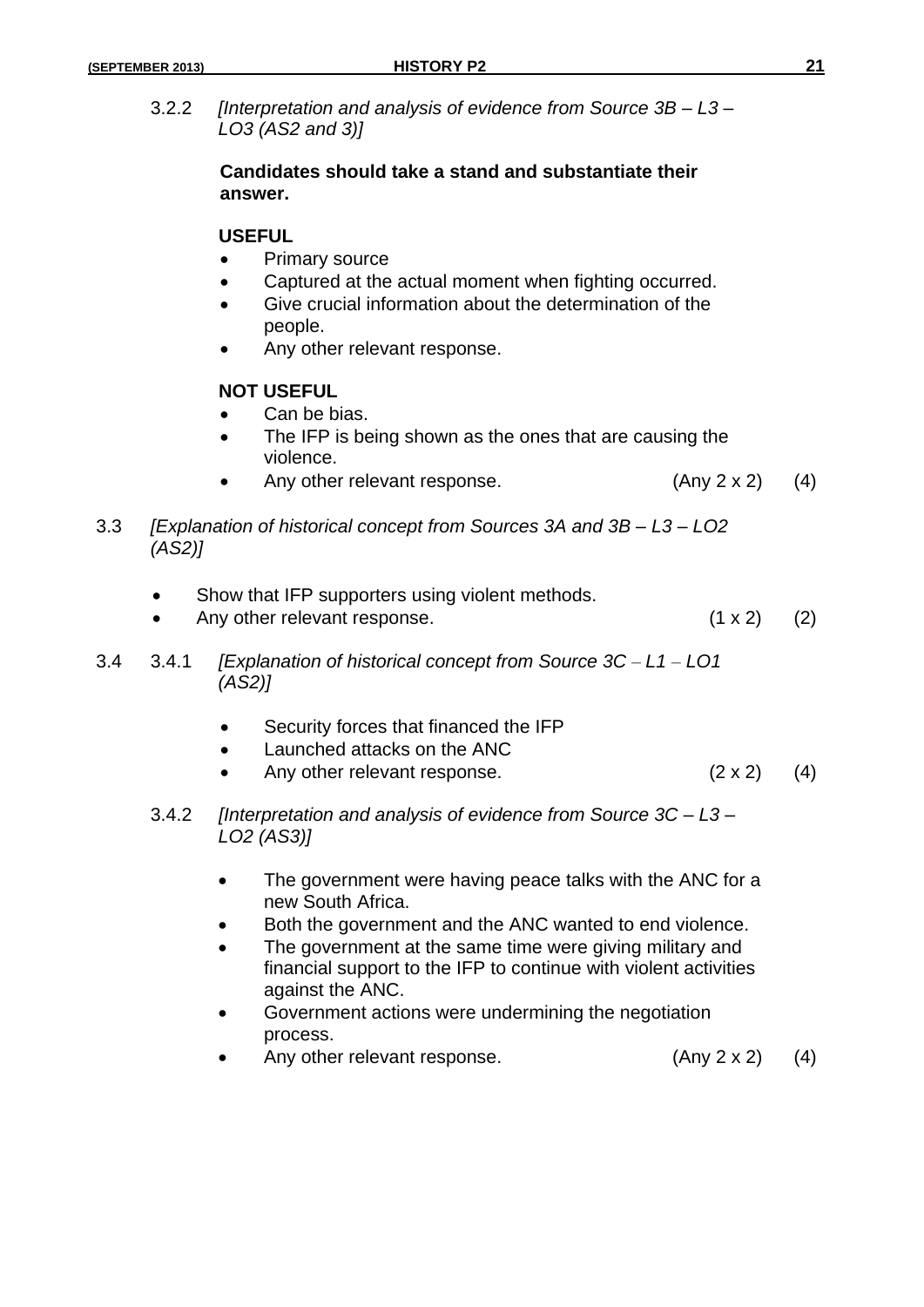3.2.2 *[Interpretation and analysis of evidence from Source 3B – L3 – LO3 (AS2 and 3)]*

**Candidates should take a stand and substantiate their answer.**

**USEFUL**

- Primary source
- Captured at the actual moment when fighting occurred.
- Give crucial information about the determination of the people.
- Any other relevant response.

**NOT USEFUL**

- Can be bias.
- The IFP is being shown as the ones that are causing the violence.
- Any other relevant response. (Any 2 x 2) (4)

3.3 *[Explanation of historical concept from Sources 3A and 3B – L3 – LO2 (AS2)]*

- Show that IFP supporters using violent methods.
- Any other relevant response. (1 x 2) (2)

3.4 3.4.1 *[Explanation of historical concept from Source 3C – L1 – LO1 (AS2)]*

- Security forces that financed the IFP
- Launched attacks on the ANC
- Any other relevant response. (2 x 2) (4)

3.4.2 *[Interpretation and analysis of evidence from Source 3C – L3 – LO2 (AS3)]*

- The government were having peace talks with the ANC for a new South Africa.
- Both the government and the ANC wanted to end violence.
- The government at the same time were giving military and financial support to the IFP to continue with violent activities against the ANC.
- Government actions were undermining the negotiation process.
- Any other relevant response. (Any 2 x 2) (4)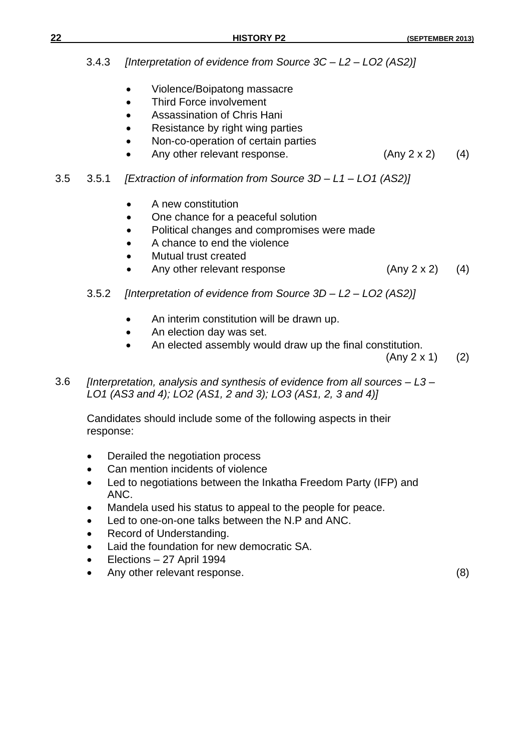3.4.3 *[Interpretation of evidence from Source 3C – L2 – LO2 (AS2)]*

- Violence/Boipatong massacre
- Third Force involvement
- Assassination of Chris Hani
- Resistance by right wing parties
- Non-co-operation of certain parties
- Any other relevant response. (Any 2 x 2) (4)

3.5 3.5.1 *[Extraction of information from Source 3D – L1 – LO1 (AS2)]*

- A new constitution
- One chance for a peaceful solution
- Political changes and compromises were made
- A chance to end the violence
- Mutual trust created
- Any other relevant response (Any 2 x 2) (4)

3.5.2 *[Interpretation of evidence from Source 3D – L2 – LO2 (AS2)]*

- An interim constitution will be drawn up.
- An election day was set.
- An elected assembly would draw up the final constitution.

(Any 2 x 1) (2)

3.6 *[Interpretation, analysis and synthesis of evidence from all sources – L3 – LO1 (AS3 and 4); LO2 (AS1, 2 and 3); LO3 (AS1, 2, 3 and 4)]*

Candidates should include some of the following aspects in their response:

- Derailed the negotiation process
- Can mention incidents of violence
- Led to negotiations between the Inkatha Freedom Party (IFP) and ANC.
- Mandela used his status to appeal to the people for peace.
- Led to one-on-one talks between the N.P and ANC.
- Record of Understanding.
- Laid the foundation for new democratic SA.
- Elections – 27 April 1994
- Any other relevant response. (8)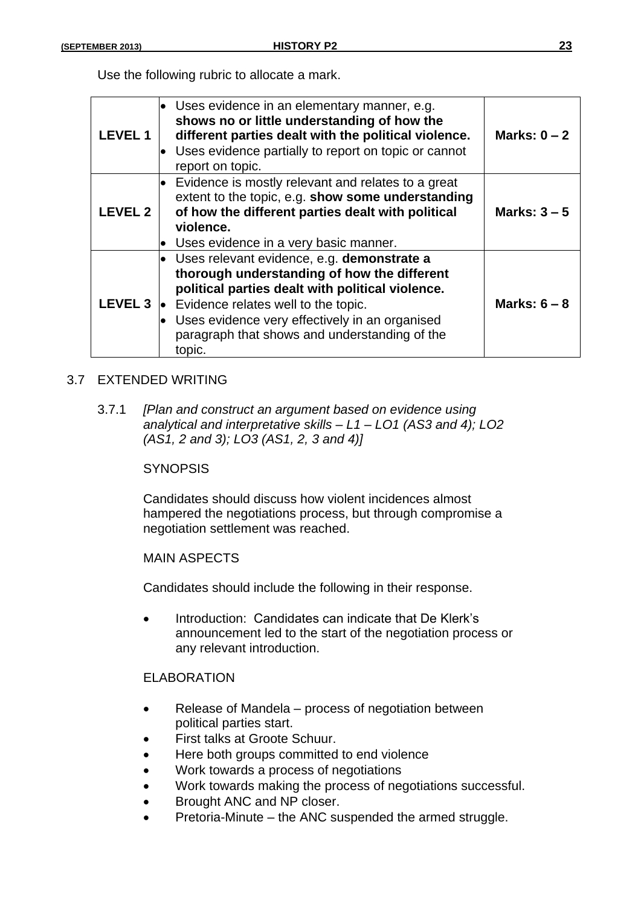Use the following rubric to allocate a mark.

| | | |
|---|---|---|
| **LEVEL 1** | • Uses evidence in an elementary manner, e.g. **shows no or little understanding of how the different parties dealt with the political violence.**<br>• Uses evidence partially to report on topic or cannot report on topic. | **Marks: 0 – 2** |
| **LEVEL 2** | • Evidence is mostly relevant and relates to a great extent to the topic, e.g. **show some understanding of how the different parties dealt with political violence.**<br>• Uses evidence in a very basic manner. | **Marks: 3 – 5** |
| **LEVEL 3** | • Uses relevant evidence, e.g. **demonstrate a thorough understanding of how the different political parties dealt with political violence.**<br>• Evidence relates well to the topic.<br>• Uses evidence very effectively in an organised paragraph that shows and understanding of the topic. | **Marks: 6 – 8** |

3.7 EXTENDED WRITING

3.7.1 *[Plan and construct an argument based on evidence using analytical and interpretative skills – L1 – LO1 (AS3 and 4); LO2 (AS1, 2 and 3); LO3 (AS1, 2, 3 and 4)]*

SYNOPSIS

Candidates should discuss how violent incidences almost hampered the negotiations process, but through compromise a negotiation settlement was reached.

MAIN ASPECTS

Candidates should include the following in their response.

- Introduction: Candidates can indicate that De Klerk's announcement led to the start of the negotiation process or any relevant introduction.

ELABORATION

- Release of Mandela – process of negotiation between political parties start.
- First talks at Groote Schuur.
- Here both groups committed to end violence
- Work towards a process of negotiations
- Work towards making the process of negotiations successful.
- Brought ANC and NP closer.
- Pretoria-Minute – the ANC suspended the armed struggle.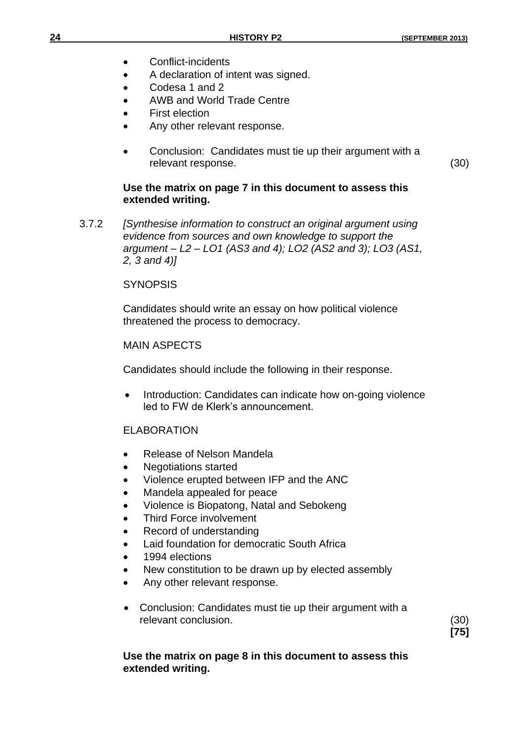- Conflict-incidents
- A declaration of intent was signed.
- Codesa 1 and 2
- AWB and World Trade Centre
- First election
- Any other relevant response.

- Conclusion: Candidates must tie up their argument with a relevant response. (30)

**Use the matrix on page 7 in this document to assess this extended writing.**

3.7.2 *[Synthesise information to construct an original argument using evidence from sources and own knowledge to support the argument – L2 – LO1 (AS3 and 4); LO2 (AS2 and 3); LO3 (AS1, 2, 3 and 4)]*

SYNOPSIS

Candidates should write an essay on how political violence threatened the process to democracy.

MAIN ASPECTS

Candidates should include the following in their response.

- Introduction: Candidates can indicate how on-going violence led to FW de Klerk's announcement.

ELABORATION

- Release of Nelson Mandela
- Negotiations started
- Violence erupted between IFP and the ANC
- Mandela appealed for peace
- Violence is Biopatong, Natal and Sebokeng
- Third Force involvement
- Record of understanding
- Laid foundation for democratic South Africa
- 1994 elections
- New constitution to be drawn up by elected assembly
- Any other relevant response.

- Conclusion: Candidates must tie up their argument with a relevant conclusion. (30)

**[75]**

**Use the matrix on page 8 in this document to assess this extended writing.**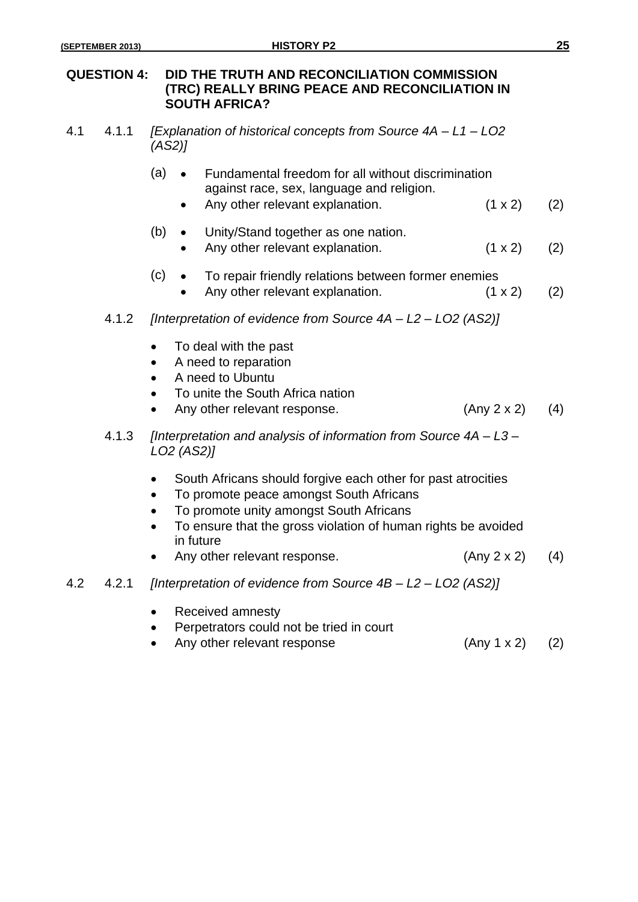## QUESTION 4: DID THE TRUTH AND RECONCILIATION COMMISSION (TRC) REALLY BRING PEACE AND RECONCILIATION IN SOUTH AFRICA?

4.1 4.1.1 *[Explanation of historical concepts from Source 4A – L1 – LO2 (AS2)]*

(a)
- Fundamental freedom for all without discrimination against race, sex, language and religion.
- Any other relevant explanation. (1 x 2) (2)

(b)
- Unity/Stand together as one nation.
- Any other relevant explanation. (1 x 2) (2)

(c)
- To repair friendly relations between former enemies
- Any other relevant explanation. (1 x 2) (2)

4.1.2 *[Interpretation of evidence from Source 4A – L2 – LO2 (AS2)]*

- To deal with the past
- A need to reparation
- A need to Ubuntu
- To unite the South Africa nation
- Any other relevant response. (Any 2 x 2) (4)

4.1.3 *[Interpretation and analysis of information from Source 4A – L3 – LO2 (AS2)]*

- South Africans should forgive each other for past atrocities
- To promote peace amongst South Africans
- To promote unity amongst South Africans
- To ensure that the gross violation of human rights be avoided in future
- Any other relevant response. (Any 2 x 2) (4)

4.2 4.2.1 *[Interpretation of evidence from Source 4B – L2 – LO2 (AS2)]*

- Received amnesty
- Perpetrators could not be tried in court
- Any other relevant response (Any 1 x 2) (2)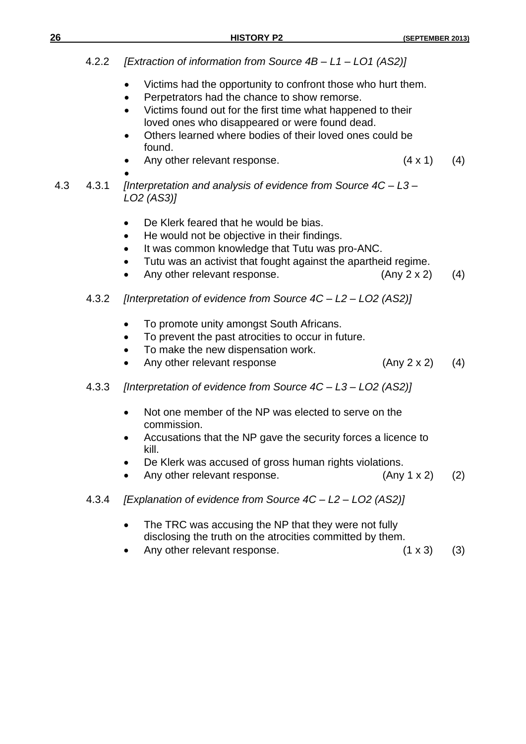4.2.2 *[Extraction of information from Source 4B – L1 – LO1 (AS2)]*

- Victims had the opportunity to confront those who hurt them.
- Perpetrators had the chance to show remorse.
- Victims found out for the first time what happened to their loved ones who disappeared or were found dead.
- Others learned where bodies of their loved ones could be found.
- Any other relevant response. (4 x 1) (4)

4.3 4.3.1 *[Interpretation and analysis of evidence from Source 4C – L3 – LO2 (AS3)]*

- De Klerk feared that he would be bias.
- He would not be objective in their findings.
- It was common knowledge that Tutu was pro-ANC.
- Tutu was an activist that fought against the apartheid regime.
- Any other relevant response. (Any 2 x 2) (4)

4.3.2 *[Interpretation of evidence from Source 4C – L2 – LO2 (AS2)]*

- To promote unity amongst South Africans.
- To prevent the past atrocities to occur in future.
- To make the new dispensation work.
- Any other relevant response (Any 2 x 2) (4)

4.3.3 *[Interpretation of evidence from Source 4C – L3 – LO2 (AS2)]*

- Not one member of the NP was elected to serve on the commission.
- Accusations that the NP gave the security forces a licence to kill.
- De Klerk was accused of gross human rights violations.
- Any other relevant response. (Any 1 x 2) (2)

4.3.4 *[Explanation of evidence from Source 4C – L2 – LO2 (AS2)]*

- The TRC was accusing the NP that they were not fully disclosing the truth on the atrocities committed by them.
- Any other relevant response. (1 x 3) (3)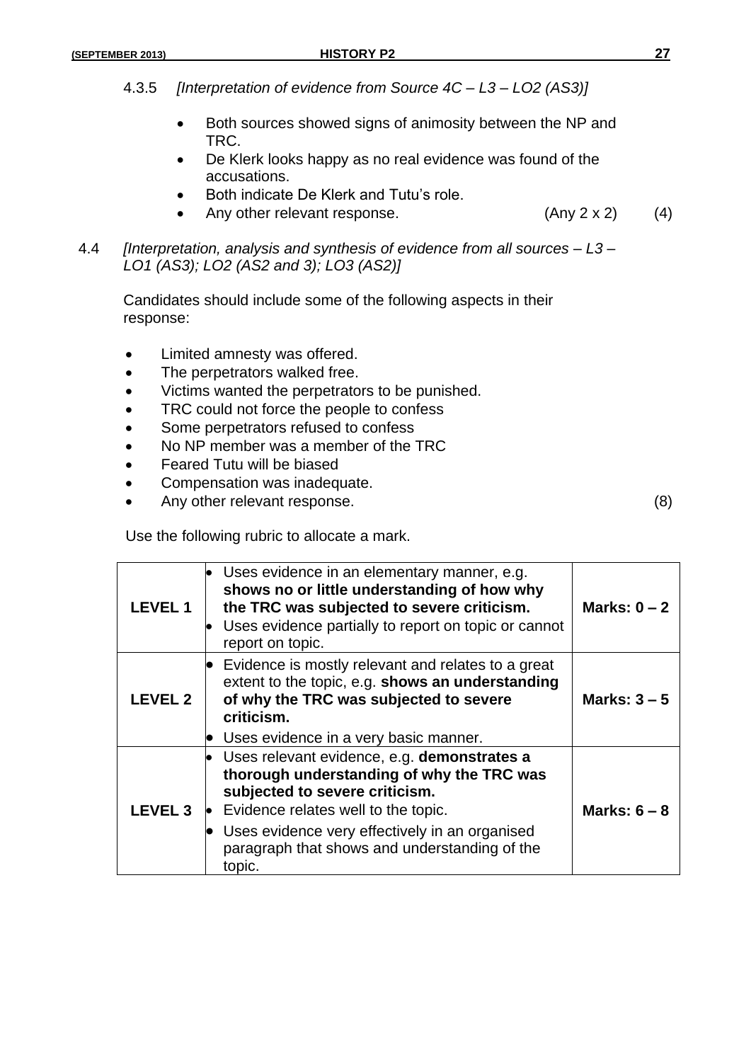4.3.5 *[Interpretation of evidence from Source 4C – L3 – LO2 (AS3)]*

- Both sources showed signs of animosity between the NP and TRC.
- De Klerk looks happy as no real evidence was found of the accusations.
- Both indicate De Klerk and Tutu's role.
- Any other relevant response. (Any 2 x 2) (4)

4.4 *[Interpretation, analysis and synthesis of evidence from all sources – L3 – LO1 (AS3); LO2 (AS2 and 3); LO3 (AS2)]*

Candidates should include some of the following aspects in their response:

- Limited amnesty was offered.
- The perpetrators walked free.
- Victims wanted the perpetrators to be punished.
- TRC could not force the people to confess
- Some perpetrators refused to confess
- No NP member was a member of the TRC
- Feared Tutu will be biased
- Compensation was inadequate.
- Any other relevant response. (8)

Use the following rubric to allocate a mark.

| | | |
|---|---|---|
| **LEVEL 1** | • Uses evidence in an elementary manner, e.g. **shows no or little understanding of how why the TRC was subjected to severe criticism.**<br>• Uses evidence partially to report on topic or cannot report on topic. | **Marks: 0 – 2** |
| **LEVEL 2** | • Evidence is mostly relevant and relates to a great extent to the topic, e.g. **shows an understanding of why the TRC was subjected to severe criticism.**<br>• Uses evidence in a very basic manner. | **Marks: 3 – 5** |
| **LEVEL 3** | • Uses relevant evidence, e.g. **demonstrates a thorough understanding of why the TRC was subjected to severe criticism.**<br>• Evidence relates well to the topic.<br>• Uses evidence very effectively in an organised paragraph that shows and understanding of the topic. | **Marks: 6 – 8** |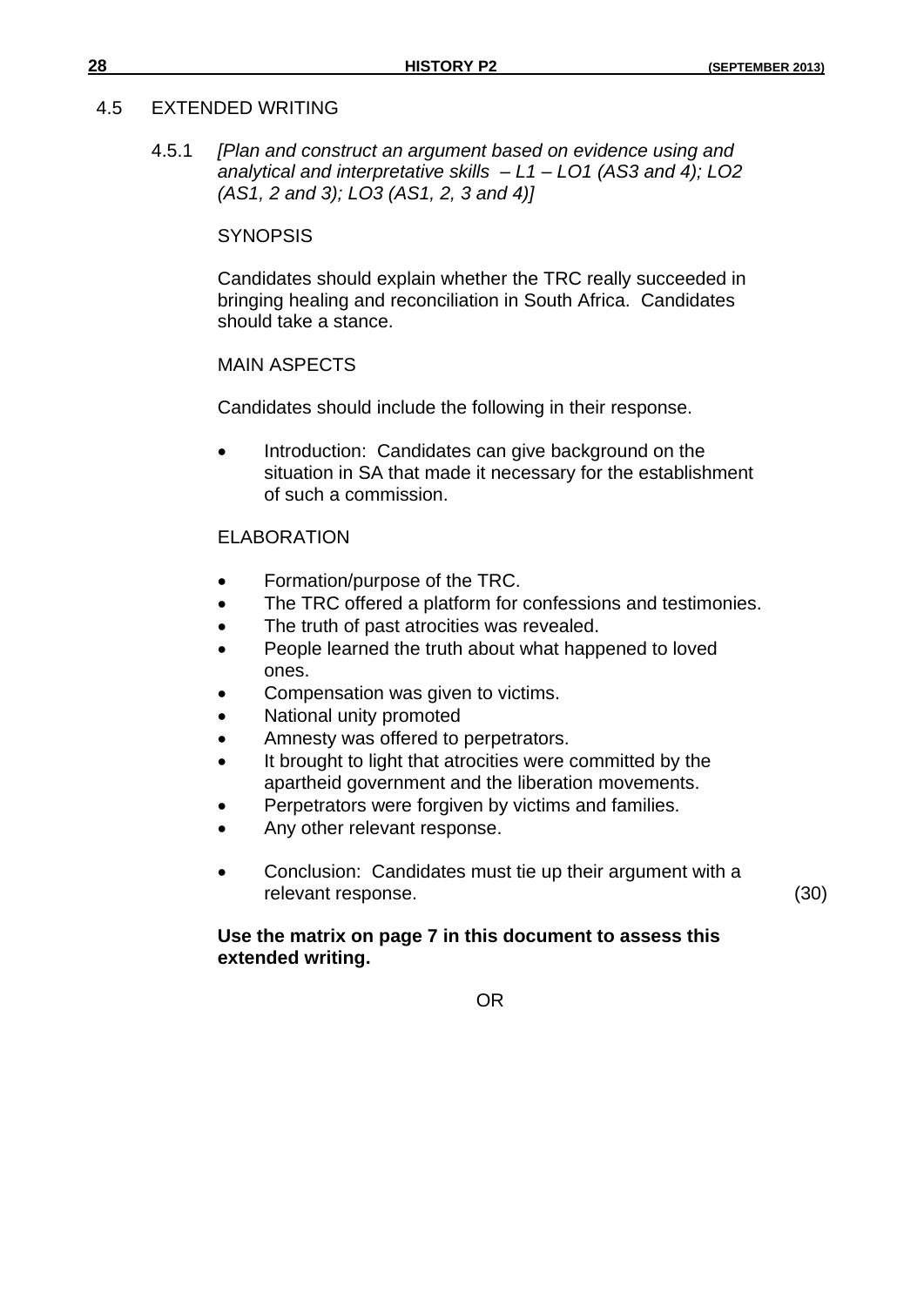## 4.5 EXTENDED WRITING

### 4.5.1 *[Plan and construct an argument based on evidence using and analytical and interpretative skills – L1 – LO1 (AS3 and 4); LO2 (AS1, 2 and 3); LO3 (AS1, 2, 3 and 4)]*

SYNOPSIS

Candidates should explain whether the TRC really succeeded in bringing healing and reconciliation in South Africa. Candidates should take a stance.

MAIN ASPECTS

Candidates should include the following in their response.

- Introduction: Candidates can give background on the situation in SA that made it necessary for the establishment of such a commission.

ELABORATION

- Formation/purpose of the TRC.
- The TRC offered a platform for confessions and testimonies.
- The truth of past atrocities was revealed.
- People learned the truth about what happened to loved ones.
- Compensation was given to victims.
- National unity promoted
- Amnesty was offered to perpetrators.
- It brought to light that atrocities were committed by the apartheid government and the liberation movements.
- Perpetrators were forgiven by victims and families.
- Any other relevant response.

- Conclusion: Candidates must tie up their argument with a relevant response. (30)

**Use the matrix on page 7 in this document to assess this extended writing.**

OR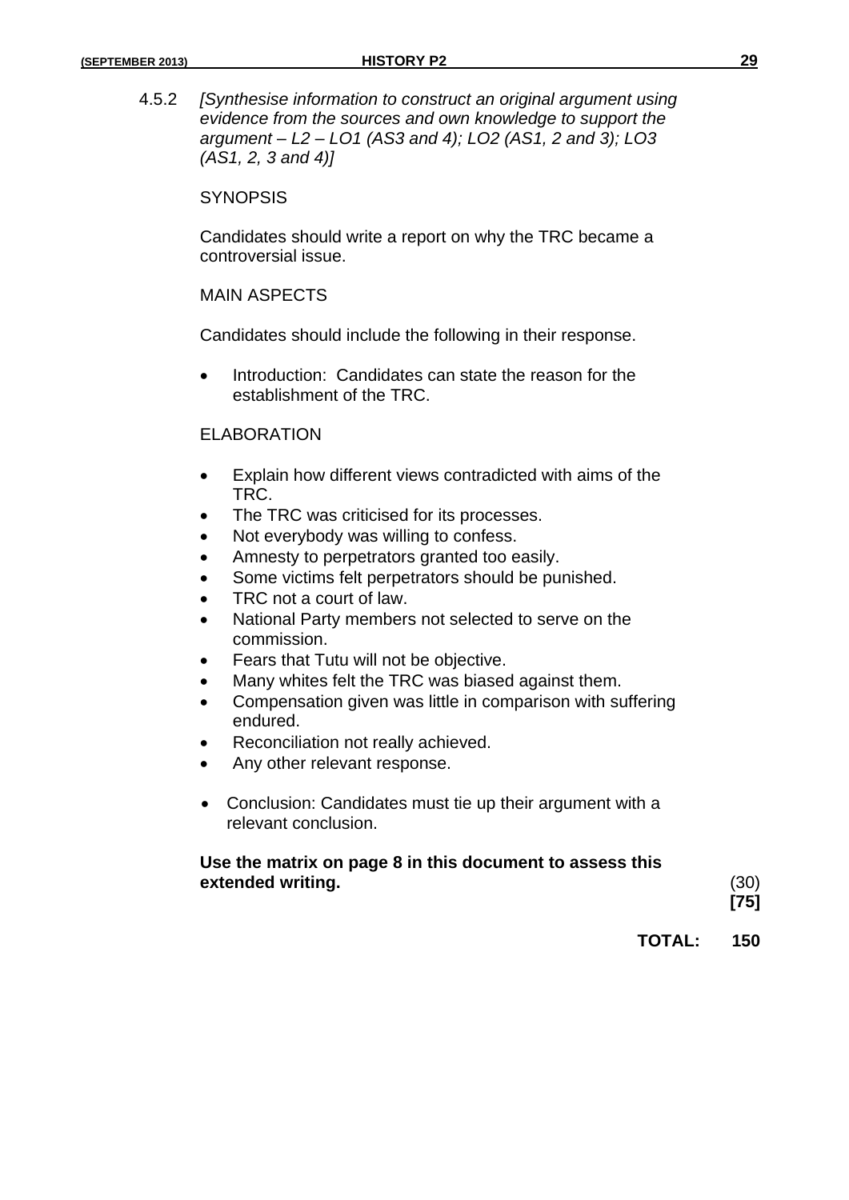4.5.2 *[Synthesise information to construct an original argument using evidence from the sources and own knowledge to support the argument – L2 – LO1 (AS3 and 4); LO2 (AS1, 2 and 3); LO3 (AS1, 2, 3 and 4)]*

SYNOPSIS

Candidates should write a report on why the TRC became a controversial issue.

MAIN ASPECTS

Candidates should include the following in their response.

- Introduction: Candidates can state the reason for the establishment of the TRC.

ELABORATION

- Explain how different views contradicted with aims of the TRC.
- The TRC was criticised for its processes.
- Not everybody was willing to confess.
- Amnesty to perpetrators granted too easily.
- Some victims felt perpetrators should be punished.
- TRC not a court of law.
- National Party members not selected to serve on the commission.
- Fears that Tutu will not be objective.
- Many whites felt the TRC was biased against them.
- Compensation given was little in comparison with suffering endured.
- Reconciliation not really achieved.
- Any other relevant response.

- Conclusion: Candidates must tie up their argument with a relevant conclusion.

**Use the matrix on page 8 in this document to assess this extended writing.** (30)

**[75]**

**TOTAL: 150**